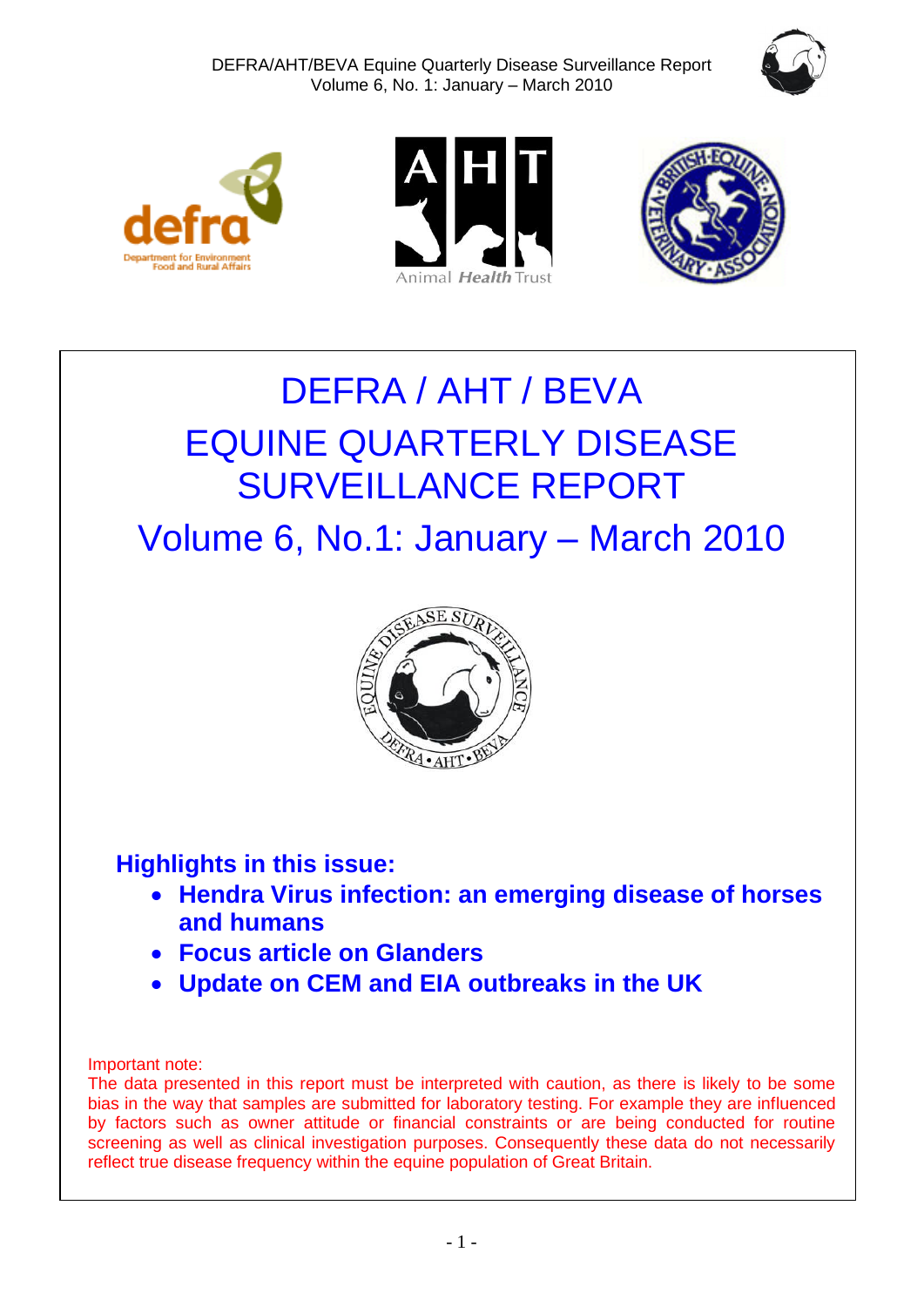# DEFRA / AHT / BEVA

# EQUINE QUARTERLY DISEASE SURVEILLANCE REPORT

## Volume 6, No.1: January – March 2010

**Highlights in this issue:**

- **Hendra Virus infection: an emerging disease of horses and humans**
- **Focus article on Glanders**
- **Update on CEM and EIA outbreaks in the UK**

Important note:
The data presented in this report must be interpreted with caution, as there is likely to be some bias in the way that samples are submitted for laboratory testing. For example they are influenced by factors such as owner attitude or financial constraints or are being conducted for routine screening as well as clinical investigation purposes. Consequently these data do not necessarily reflect true disease frequency within the equine population of Great Britain.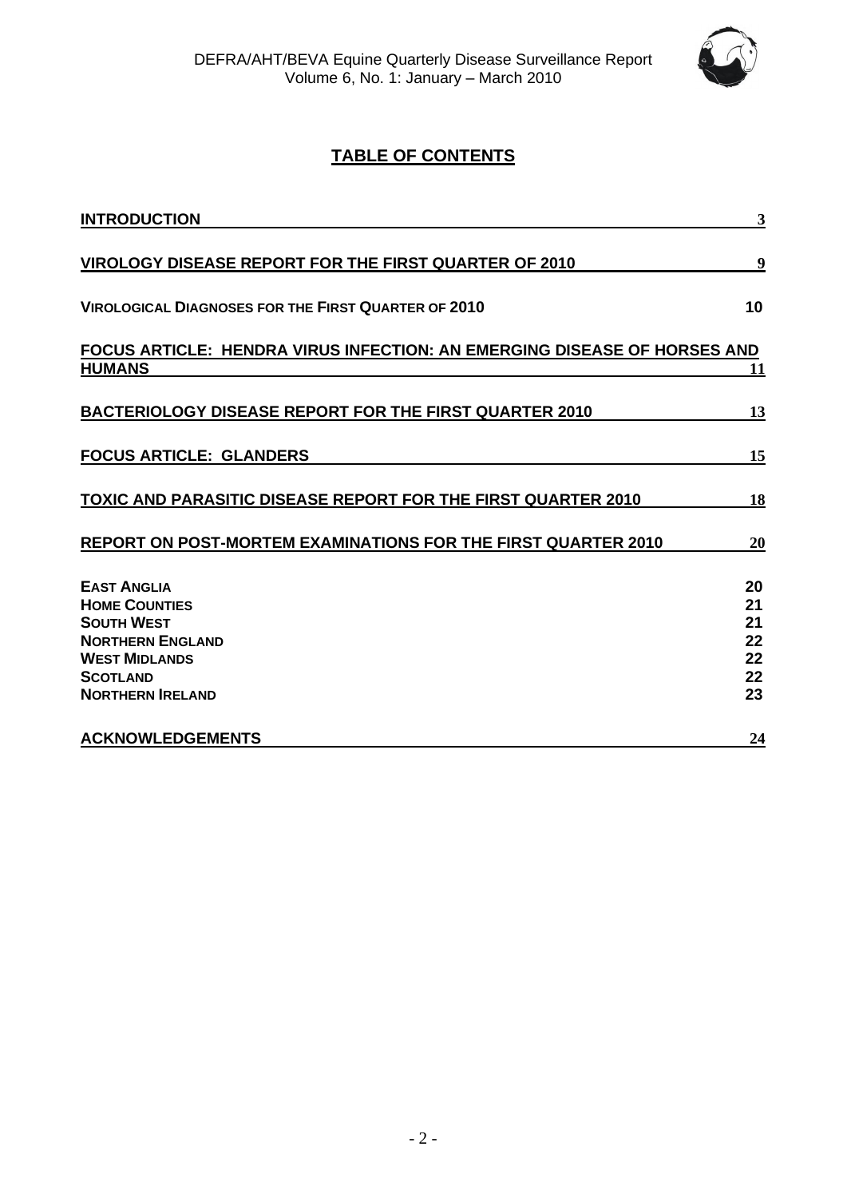# TABLE OF CONTENTS

| | |
|---|---|
| **INTRODUCTION** | 3 |
| **VIROLOGY DISEASE REPORT FOR THE FIRST QUARTER OF 2010** | 9 |
| **VIROLOGICAL DIAGNOSES FOR THE FIRST QUARTER OF 2010** | 10 |
| **FOCUS ARTICLE: HENDRA VIRUS INFECTION: AN EMERGING DISEASE OF HORSES AND HUMANS** | 11 |
| **BACTERIOLOGY DISEASE REPORT FOR THE FIRST QUARTER 2010** | 13 |
| **FOCUS ARTICLE: GLANDERS** | 15 |
| **TOXIC AND PARASITIC DISEASE REPORT FOR THE FIRST QUARTER 2010** | 18 |
| **REPORT ON POST-MORTEM EXAMINATIONS FOR THE FIRST QUARTER 2010** | 20 |
| **EAST ANGLIA** | 20 |
| **HOME COUNTIES** | 21 |
| **SOUTH WEST** | 21 |
| **NORTHERN ENGLAND** | 22 |
| **WEST MIDLANDS** | 22 |
| **SCOTLAND** | 22 |
| **NORTHERN IRELAND** | 23 |
| **ACKNOWLEDGEMENTS** | 24 |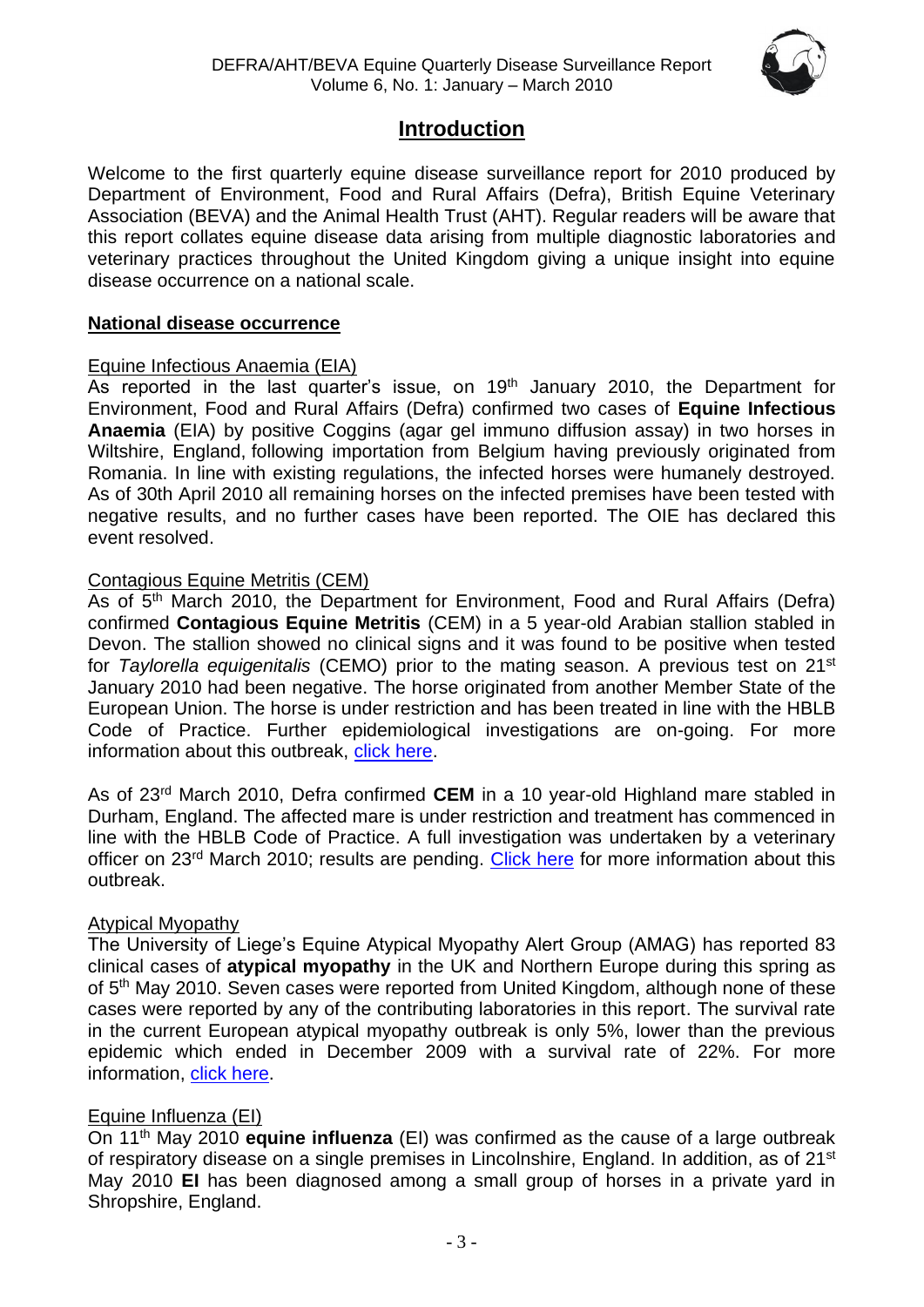# Introduction

Welcome to the first quarterly equine disease surveillance report for 2010 produced by Department of Environment, Food and Rural Affairs (Defra), British Equine Veterinary Association (BEVA) and the Animal Health Trust (AHT). Regular readers will be aware that this report collates equine disease data arising from multiple diagnostic laboratories and veterinary practices throughout the United Kingdom giving a unique insight into equine disease occurrence on a national scale.

## National disease occurrence

### Equine Infectious Anaemia (EIA)

As reported in the last quarter's issue, on 19th January 2010, the Department for Environment, Food and Rural Affairs (Defra) confirmed two cases of **Equine Infectious Anaemia** (EIA) by positive Coggins (agar gel immuno diffusion assay) in two horses in Wiltshire, England, following importation from Belgium having previously originated from Romania. In line with existing regulations, the infected horses were humanely destroyed. As of 30th April 2010 all remaining horses on the infected premises have been tested with negative results, and no further cases have been reported. The OIE has declared this event resolved.

### Contagious Equine Metritis (CEM)

As of 5th March 2010, the Department for Environment, Food and Rural Affairs (Defra) confirmed **Contagious Equine Metritis** (CEM) in a 5 year-old Arabian stallion stabled in Devon. The stallion showed no clinical signs and it was found to be positive when tested for *Taylorella equigenitalis* (CEMO) prior to the mating season. A previous test on 21st January 2010 had been negative. The horse originated from another Member State of the European Union. The horse is under restriction and has been treated in line with the HBLB Code of Practice. Further epidemiological investigations are on-going. For more information about this outbreak, click here.

As of 23rd March 2010, Defra confirmed **CEM** in a 10 year-old Highland mare stabled in Durham, England. The affected mare is under restriction and treatment has commenced in line with the HBLB Code of Practice. A full investigation was undertaken by a veterinary officer on 23rd March 2010; results are pending. Click here for more information about this outbreak.

### Atypical Myopathy

The University of Liege's Equine Atypical Myopathy Alert Group (AMAG) has reported 83 clinical cases of **atypical myopathy** in the UK and Northern Europe during this spring as of 5th May 2010. Seven cases were reported from United Kingdom, although none of these cases were reported by any of the contributing laboratories in this report. The survival rate in the current European atypical myopathy outbreak is only 5%, lower than the previous epidemic which ended in December 2009 with a survival rate of 22%. For more information, click here.

### Equine Influenza (EI)

On 11th May 2010 **equine influenza** (EI) was confirmed as the cause of a large outbreak of respiratory disease on a single premises in Lincolnshire, England. In addition, as of 21st May 2010 **EI** has been diagnosed among a small group of horses in a private yard in Shropshire, England.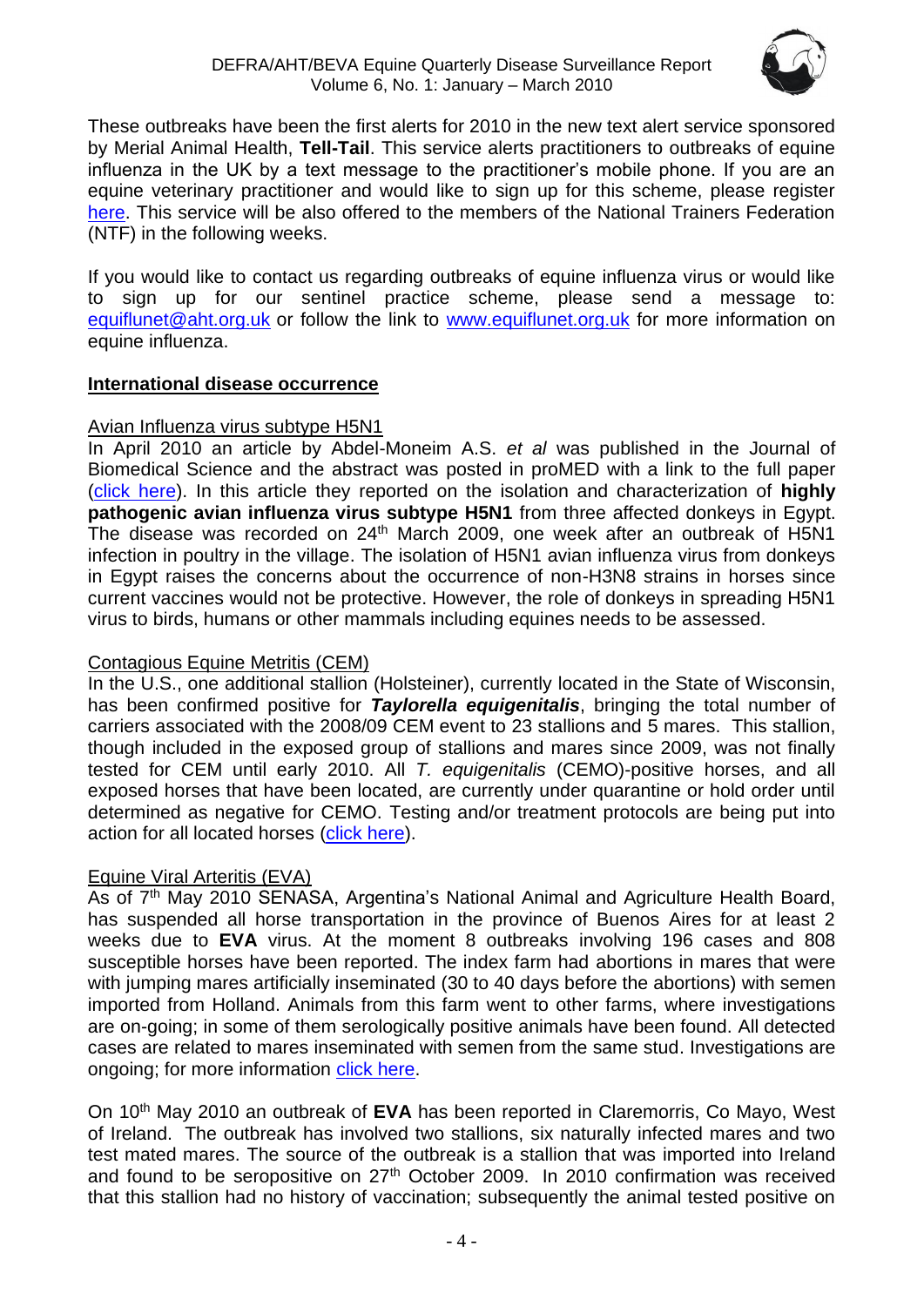These outbreaks have been the first alerts for 2010 in the new text alert service sponsored by Merial Animal Health, **Tell-Tail**. This service alerts practitioners to outbreaks of equine influenza in the UK by a text message to the practitioner's mobile phone. If you are an equine veterinary practitioner and would like to sign up for this scheme, please register here. This service will be also offered to the members of the National Trainers Federation (NTF) in the following weeks.

If you would like to contact us regarding outbreaks of equine influenza virus or would like to sign up for our sentinel practice scheme, please send a message to: equiflunet@aht.org.uk or follow the link to www.equiflunet.org.uk for more information on equine influenza.

## International disease occurrence

### Avian Influenza virus subtype H5N1

In April 2010 an article by Abdel-Moneim A.S. *et al* was published in the Journal of Biomedical Science and the abstract was posted in proMED with a link to the full paper (click here). In this article they reported on the isolation and characterization of **highly pathogenic avian influenza virus subtype H5N1** from three affected donkeys in Egypt. The disease was recorded on 24th March 2009, one week after an outbreak of H5N1 infection in poultry in the village. The isolation of H5N1 avian influenza virus from donkeys in Egypt raises the concerns about the occurrence of non-H3N8 strains in horses since current vaccines would not be protective. However, the role of donkeys in spreading H5N1 virus to birds, humans or other mammals including equines needs to be assessed.

### Contagious Equine Metritis (CEM)

In the U.S., one additional stallion (Holsteiner), currently located in the State of Wisconsin, has been confirmed positive for ***Taylorella equigenitalis***, bringing the total number of carriers associated with the 2008/09 CEM event to 23 stallions and 5 mares. This stallion, though included in the exposed group of stallions and mares since 2009, was not finally tested for CEM until early 2010. All *T. equigenitalis* (CEMO)-positive horses, and all exposed horses that have been located, are currently under quarantine or hold order until determined as negative for CEMO. Testing and/or treatment protocols are being put into action for all located horses (click here).

### Equine Viral Arteritis (EVA)

As of 7th May 2010 SENASA, Argentina's National Animal and Agriculture Health Board, has suspended all horse transportation in the province of Buenos Aires for at least 2 weeks due to **EVA** virus. At the moment 8 outbreaks involving 196 cases and 808 susceptible horses have been reported. The index farm had abortions in mares that were with jumping mares artificially inseminated (30 to 40 days before the abortions) with semen imported from Holland. Animals from this farm went to other farms, where investigations are on-going; in some of them serologically positive animals have been found. All detected cases are related to mares inseminated with semen from the same stud. Investigations are ongoing; for more information click here.

On 10th May 2010 an outbreak of **EVA** has been reported in Claremorris, Co Mayo, West of Ireland. The outbreak has involved two stallions, six naturally infected mares and two test mated mares. The source of the outbreak is a stallion that was imported into Ireland and found to be seropositive on 27th October 2009. In 2010 confirmation was received that this stallion had no history of vaccination; subsequently the animal tested positive on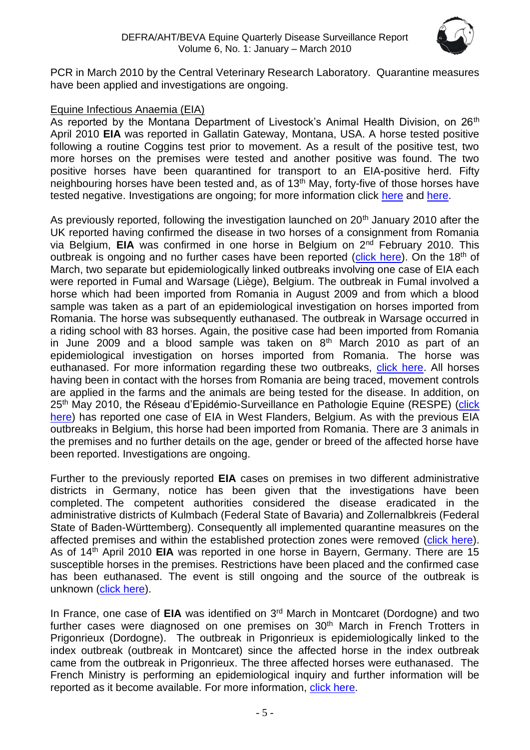PCR in March 2010 by the Central Veterinary Research Laboratory. Quarantine measures have been applied and investigations are ongoing.

Equine Infectious Anaemia (EIA)

As reported by the Montana Department of Livestock's Animal Health Division, on 26th April 2010 **EIA** was reported in Gallatin Gateway, Montana, USA. A horse tested positive following a routine Coggins test prior to movement. As a result of the positive test, two more horses on the premises were tested and another positive was found. The two positive horses have been quarantined for transport to an EIA-positive herd. Fifty neighbouring horses have been tested and, as of 13th May, forty-five of those horses have tested negative. Investigations are ongoing; for more information click here and here.

As previously reported, following the investigation launched on 20th January 2010 after the UK reported having confirmed the disease in two horses of a consignment from Romania via Belgium, **EIA** was confirmed in one horse in Belgium on 2nd February 2010. This outbreak is ongoing and no further cases have been reported (click here). On the 18th of March, two separate but epidemiologically linked outbreaks involving one case of EIA each were reported in Fumal and Warsage (Liège), Belgium. The outbreak in Fumal involved a horse which had been imported from Romania in August 2009 and from which a blood sample was taken as a part of an epidemiological investigation on horses imported from Romania. The horse was subsequently euthanased. The outbreak in Warsage occurred in a riding school with 83 horses. Again, the positive case had been imported from Romania in June 2009 and a blood sample was taken on 8th March 2010 as part of an epidemiological investigation on horses imported from Romania. The horse was euthanased. For more information regarding these two outbreaks, click here. All horses having been in contact with the horses from Romania are being traced, movement controls are applied in the farms and the animals are being tested for the disease. In addition, on 25th May 2010, the Réseau d'Epidémio-Surveillance en Pathologie Equine (RESPE) (click here) has reported one case of EIA in West Flanders, Belgium. As with the previous EIA outbreaks in Belgium, this horse had been imported from Romania. There are 3 animals in the premises and no further details on the age, gender or breed of the affected horse have been reported. Investigations are ongoing.

Further to the previously reported **EIA** cases on premises in two different administrative districts in Germany, notice has been given that the investigations have been completed. The competent authorities considered the disease eradicated in the administrative districts of Kulmbach (Federal State of Bavaria) and Zollernalbkreis (Federal State of Baden-Württemberg). Consequently all implemented quarantine measures on the affected premises and within the established protection zones were removed (click here). As of 14th April 2010 **EIA** was reported in one horse in Bayern, Germany. There are 15 susceptible horses in the premises. Restrictions have been placed and the confirmed case has been euthanased. The event is still ongoing and the source of the outbreak is unknown (click here).

In France, one case of **EIA** was identified on 3rd March in Montcaret (Dordogne) and two further cases were diagnosed on one premises on 30th March in French Trotters in Prigonrieux (Dordogne). The outbreak in Prigonrieux is epidemiologically linked to the index outbreak (outbreak in Montcaret) since the affected horse in the index outbreak came from the outbreak in Prigonrieux. The three affected horses were euthanased. The French Ministry is performing an epidemiological inquiry and further information will be reported as it become available. For more information, click here.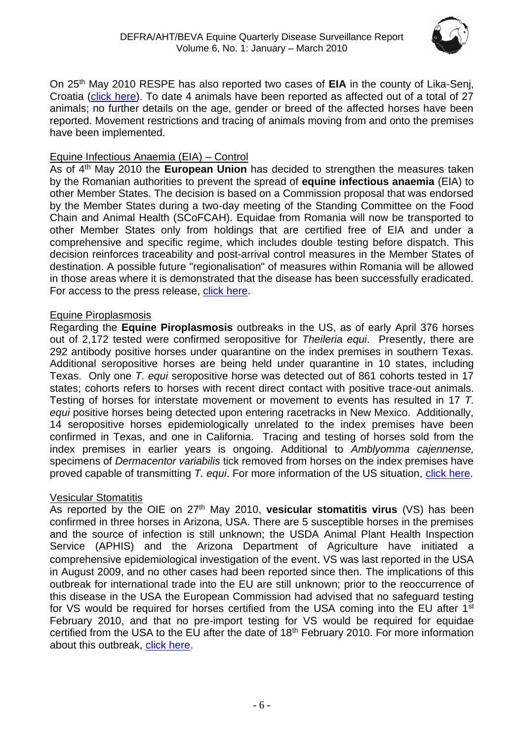On 25th May 2010 RESPE has also reported two cases of **EIA** in the county of Lika-Senj, Croatia (click here). To date 4 animals have been reported as affected out of a total of 27 animals; no further details on the age, gender or breed of the affected horses have been reported. Movement restrictions and tracing of animals moving from and onto the premises have been implemented.

### Equine Infectious Anaemia (EIA) – Control

As of 4th May 2010 the **European Union** has decided to strengthen the measures taken by the Romanian authorities to prevent the spread of **equine infectious anaemia** (EIA) to other Member States. The decision is based on a Commission proposal that was endorsed by the Member States during a two-day meeting of the Standing Committee on the Food Chain and Animal Health (SCoFCAH). Equidae from Romania will now be transported to other Member States only from holdings that are certified free of EIA and under a comprehensive and specific regime, which includes double testing before dispatch. This decision reinforces traceability and post-arrival control measures in the Member States of destination. A possible future "regionalisation" of measures within Romania will be allowed in those areas where it is demonstrated that the disease has been successfully eradicated. For access to the press release, click here.

### Equine Piroplasmosis

Regarding the **Equine Piroplasmosis** outbreaks in the US, as of early April 376 horses out of 2,172 tested were confirmed seropositive for *Theileria equi*. Presently, there are 292 antibody positive horses under quarantine on the index premises in southern Texas. Additional seropositive horses are being held under quarantine in 10 states, including Texas. Only one *T. equi* seropositive horse was detected out of 861 cohorts tested in 17 states; cohorts refers to horses with recent direct contact with positive trace-out animals. Testing of horses for interstate movement or movement to events has resulted in 17 *T. equi* positive horses being detected upon entering racetracks in New Mexico. Additionally, 14 seropositive horses epidemiologically unrelated to the index premises have been confirmed in Texas, and one in California. Tracing and testing of horses sold from the index premises in earlier years is ongoing. Additional to *Amblyomma cajennense,* specimens of *Dermacentor variabilis* tick removed from horses on the index premises have proved capable of transmitting *T. equi*. For more information of the US situation, click here.

### Vesicular Stomatitis

As reported by the OIE on 27th May 2010, **vesicular stomatitis virus** (VS) has been confirmed in three horses in Arizona, USA. There are 5 susceptible horses in the premises and the source of infection is still unknown; the USDA Animal Plant Health Inspection Service (APHIS) and the Arizona Department of Agriculture have initiated a comprehensive epidemiological investigation of the event. VS was last reported in the USA in August 2009, and no other cases had been reported since then. The implications of this outbreak for international trade into the EU are still unknown; prior to the reoccurrence of this disease in the USA the European Commission had advised that no safeguard testing for VS would be required for horses certified from the USA coming into the EU after 1st February 2010, and that no pre-import testing for VS would be required for equidae certified from the USA to the EU after the date of 18th February 2010. For more information about this outbreak, click here.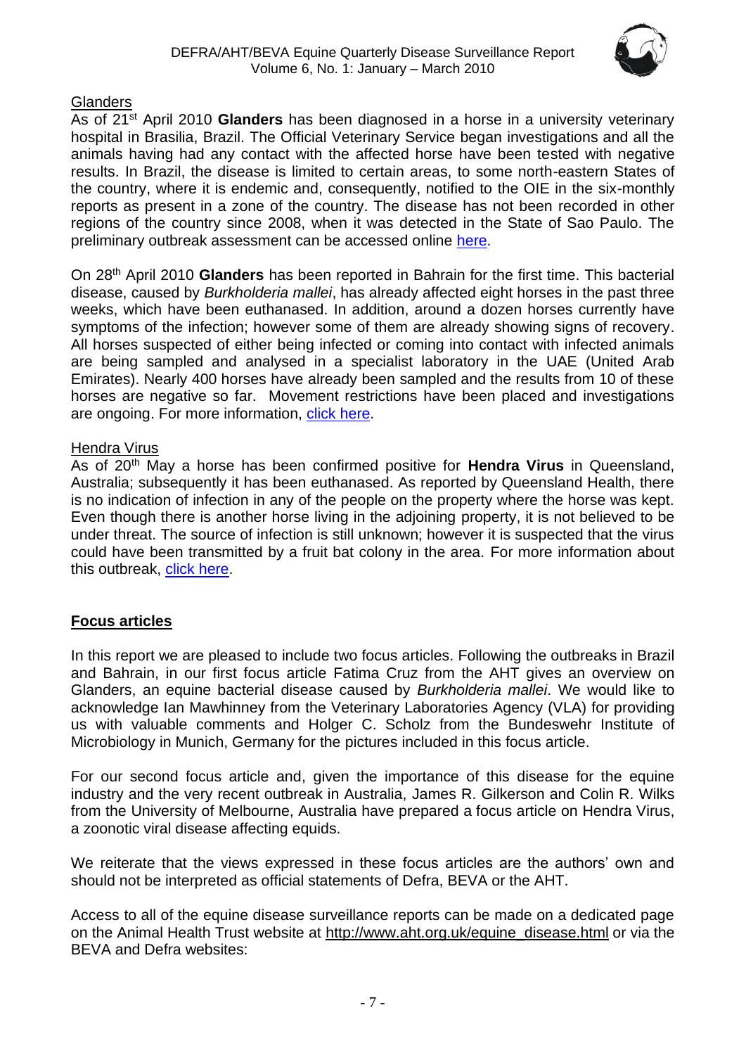## Glanders

As of 21st April 2010 **Glanders** has been diagnosed in a horse in a university veterinary hospital in Brasilia, Brazil. The Official Veterinary Service began investigations and all the animals having had any contact with the affected horse have been tested with negative results. In Brazil, the disease is limited to certain areas, to some north-eastern States of the country, where it is endemic and, consequently, notified to the OIE in the six-monthly reports as present in a zone of the country. The disease has not been recorded in other regions of the country since 2008, when it was detected in the State of Sao Paulo. The preliminary outbreak assessment can be accessed online here.

On 28th April 2010 **Glanders** has been reported in Bahrain for the first time. This bacterial disease, caused by *Burkholderia mallei*, has already affected eight horses in the past three weeks, which have been euthanased. In addition, around a dozen horses currently have symptoms of the infection; however some of them are already showing signs of recovery. All horses suspected of either being infected or coming into contact with infected animals are being sampled and analysed in a specialist laboratory in the UAE (United Arab Emirates). Nearly 400 horses have already been sampled and the results from 10 of these horses are negative so far. Movement restrictions have been placed and investigations are ongoing. For more information, click here.

## Hendra Virus

As of 20th May a horse has been confirmed positive for **Hendra Virus** in Queensland, Australia; subsequently it has been euthanased. As reported by Queensland Health, there is no indication of infection in any of the people on the property where the horse was kept. Even though there is another horse living in the adjoining property, it is not believed to be under threat. The source of infection is still unknown; however it is suspected that the virus could have been transmitted by a fruit bat colony in the area. For more information about this outbreak, click here.

## **Focus articles**

In this report we are pleased to include two focus articles. Following the outbreaks in Brazil and Bahrain, in our first focus article Fatima Cruz from the AHT gives an overview on Glanders, an equine bacterial disease caused by *Burkholderia mallei*. We would like to acknowledge Ian Mawhinney from the Veterinary Laboratories Agency (VLA) for providing us with valuable comments and Holger C. Scholz from the Bundeswehr Institute of Microbiology in Munich, Germany for the pictures included in this focus article.

For our second focus article and, given the importance of this disease for the equine industry and the very recent outbreak in Australia, James R. Gilkerson and Colin R. Wilks from the University of Melbourne, Australia have prepared a focus article on Hendra Virus, a zoonotic viral disease affecting equids.

We reiterate that the views expressed in these focus articles are the authors' own and should not be interpreted as official statements of Defra, BEVA or the AHT.

Access to all of the equine disease surveillance reports can be made on a dedicated page on the Animal Health Trust website at http://www.aht.org.uk/equine_disease.html or via the BEVA and Defra websites: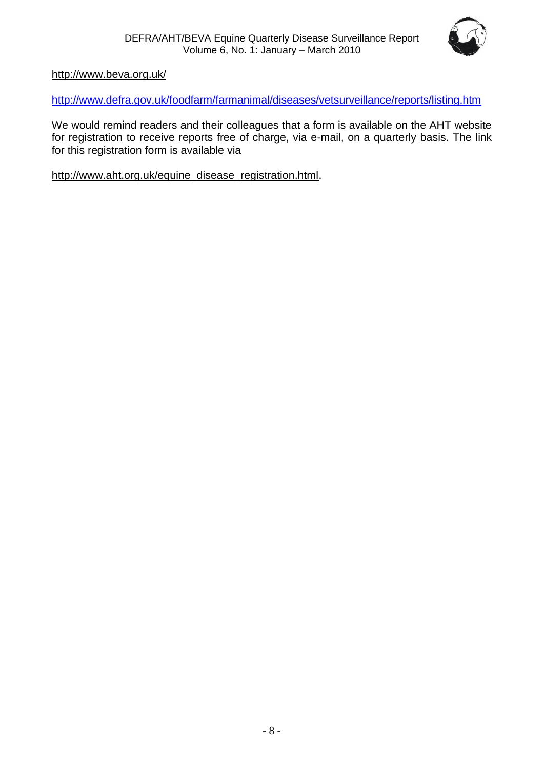http://www.beva.org.uk/

http://www.defra.gov.uk/foodfarm/farmanimal/diseases/vetsurveillance/reports/listing.htm

We would remind readers and their colleagues that a form is available on the AHT website for registration to receive reports free of charge, via e-mail, on a quarterly basis. The link for this registration form is available via

http://www.aht.org.uk/equine_disease_registration.html.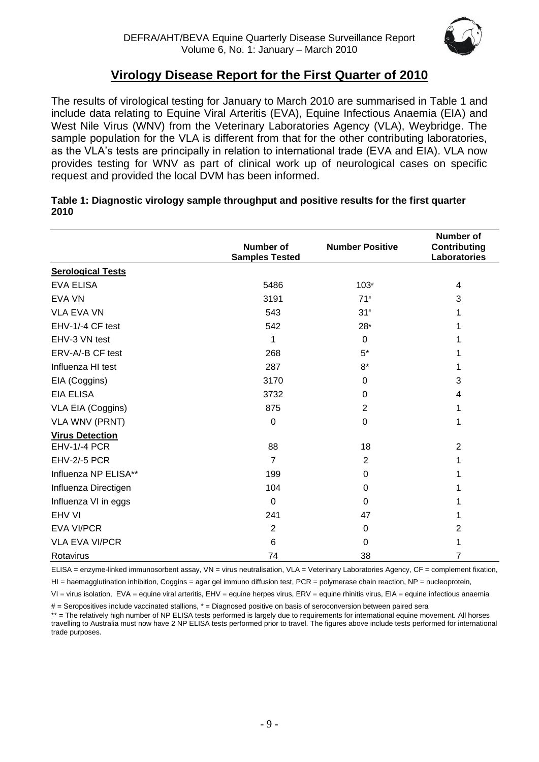## Virology Disease Report for the First Quarter of 2010

The results of virological testing for January to March 2010 are summarised in Table 1 and include data relating to Equine Viral Arteritis (EVA), Equine Infectious Anaemia (EIA) and West Nile Virus (WNV) from the Veterinary Laboratories Agency (VLA), Weybridge. The sample population for the VLA is different from that for the other contributing laboratories, as the VLA's tests are principally in relation to international trade (EVA and EIA). VLA now provides testing for WNV as part of clinical work up of neurological cases on specific request and provided the local DVM has been informed.

**Table 1: Diagnostic virology sample throughput and positive results for the first quarter 2010**

| | Number of Samples Tested | Number Positive | Number of Contributing Laboratories |
|---|---|---|---|
| **Serological Tests** | | | |
| EVA ELISA | 5486 | 103# | 4 |
| EVA VN | 3191 | 71# | 3 |
| VLA EVA VN | 543 | 31# | 1 |
| EHV-1/-4 CF test | 542 | 28* | 1 |
| EHV-3 VN test | 1 | 0 | 1 |
| ERV-A/-B CF test | 268 | 5* | 1 |
| Influenza HI test | 287 | 8* | 1 |
| EIA (Coggins) | 3170 | 0 | 3 |
| EIA ELISA | 3732 | 0 | 4 |
| VLA EIA (Coggins) | 875 | 2 | 1 |
| VLA WNV (PRNT) | 0 | 0 | 1 |
| **Virus Detection** | | | |
| EHV-1/-4 PCR | 88 | 18 | 2 |
| EHV-2/-5 PCR | 7 | 2 | 1 |
| Influenza NP ELISA** | 199 | 0 | 1 |
| Influenza Directigen | 104 | 0 | 1 |
| Influenza VI in eggs | 0 | 0 | 1 |
| EHV VI | 241 | 47 | 1 |
| EVA VI/PCR | 2 | 0 | 2 |
| VLA EVA VI/PCR | 6 | 0 | 1 |
| Rotavirus | 74 | 38 | 7 |

ELISA = enzyme-linked immunosorbent assay, VN = virus neutralisation, VLA = Veterinary Laboratories Agency, CF = complement fixation, HI = haemagglutination inhibition, Coggins = agar gel immuno diffusion test, PCR = polymerase chain reaction, NP = nucleoprotein, VI = virus isolation, EVA = equine viral arteritis, EHV = equine herpes virus, ERV = equine rhinitis virus, EIA = equine infectious anaemia

# = Seropositives include vaccinated stallions, * = Diagnosed positive on basis of seroconversion between paired sera

** = The relatively high number of NP ELISA tests performed is largely due to requirements for international equine movement. All horses travelling to Australia must now have 2 NP ELISA tests performed prior to travel. The figures above include tests performed for international trade purposes.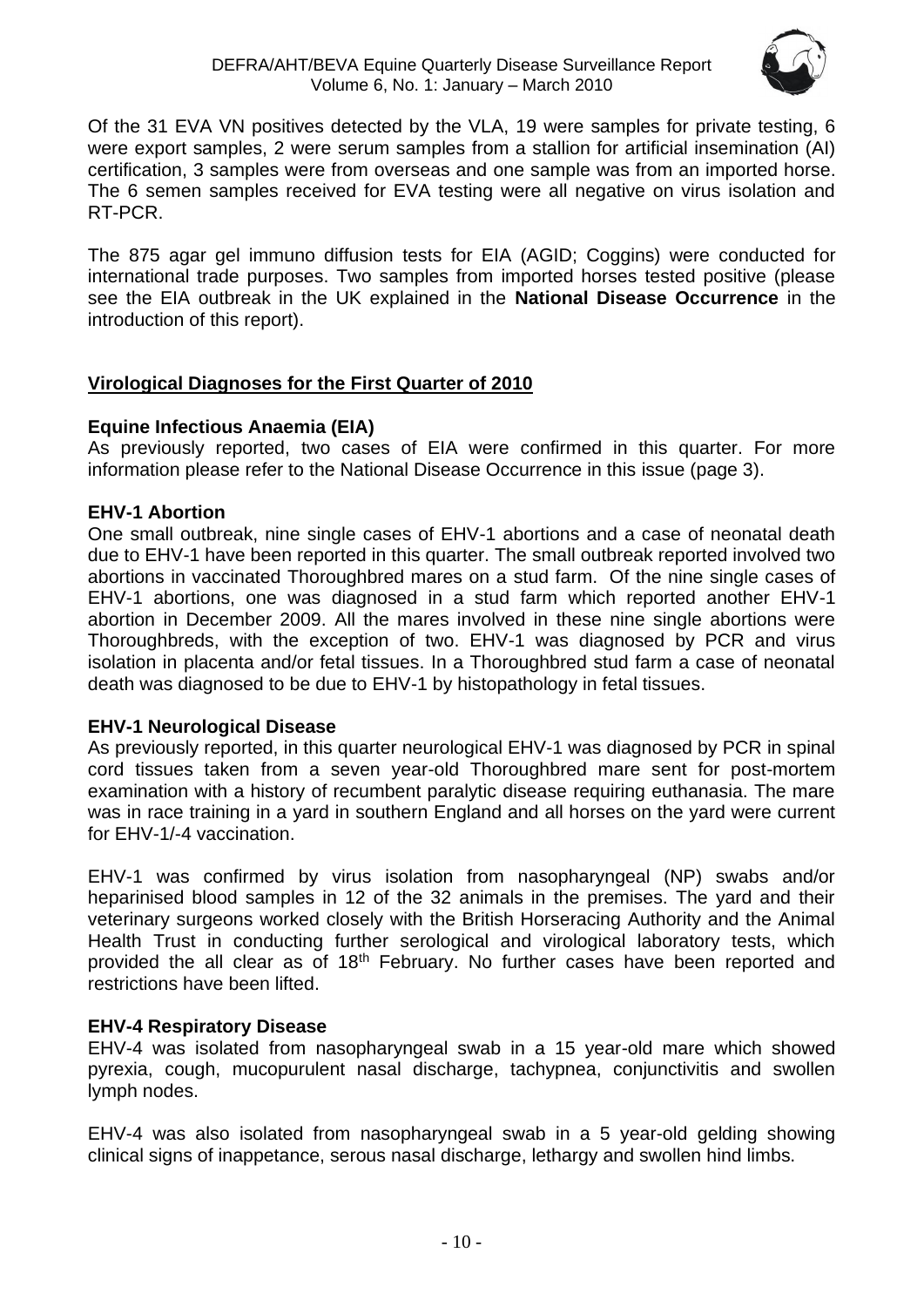Of the 31 EVA VN positives detected by the VLA, 19 were samples for private testing, 6 were export samples, 2 were serum samples from a stallion for artificial insemination (AI) certification, 3 samples were from overseas and one sample was from an imported horse. The 6 semen samples received for EVA testing were all negative on virus isolation and RT-PCR.

The 875 agar gel immuno diffusion tests for EIA (AGID; Coggins) were conducted for international trade purposes. Two samples from imported horses tested positive (please see the EIA outbreak in the UK explained in the **National Disease Occurrence** in the introduction of this report).

## Virological Diagnoses for the First Quarter of 2010

### Equine Infectious Anaemia (EIA)

As previously reported, two cases of EIA were confirmed in this quarter. For more information please refer to the National Disease Occurrence in this issue (page 3).

### EHV-1 Abortion

One small outbreak, nine single cases of EHV-1 abortions and a case of neonatal death due to EHV-1 have been reported in this quarter. The small outbreak reported involved two abortions in vaccinated Thoroughbred mares on a stud farm. Of the nine single cases of EHV-1 abortions, one was diagnosed in a stud farm which reported another EHV-1 abortion in December 2009. All the mares involved in these nine single abortions were Thoroughbreds, with the exception of two. EHV-1 was diagnosed by PCR and virus isolation in placenta and/or fetal tissues. In a Thoroughbred stud farm a case of neonatal death was diagnosed to be due to EHV-1 by histopathology in fetal tissues.

### EHV-1 Neurological Disease

As previously reported, in this quarter neurological EHV-1 was diagnosed by PCR in spinal cord tissues taken from a seven year-old Thoroughbred mare sent for post-mortem examination with a history of recumbent paralytic disease requiring euthanasia. The mare was in race training in a yard in southern England and all horses on the yard were current for EHV-1/-4 vaccination.

EHV-1 was confirmed by virus isolation from nasopharyngeal (NP) swabs and/or heparinised blood samples in 12 of the 32 animals in the premises. The yard and their veterinary surgeons worked closely with the British Horseracing Authority and the Animal Health Trust in conducting further serological and virological laboratory tests, which provided the all clear as of 18th February. No further cases have been reported and restrictions have been lifted.

### EHV-4 Respiratory Disease

EHV-4 was isolated from nasopharyngeal swab in a 15 year-old mare which showed pyrexia, cough, mucopurulent nasal discharge, tachypnea, conjunctivitis and swollen lymph nodes.

EHV-4 was also isolated from nasopharyngeal swab in a 5 year-old gelding showing clinical signs of inappetance, serous nasal discharge, lethargy and swollen hind limbs.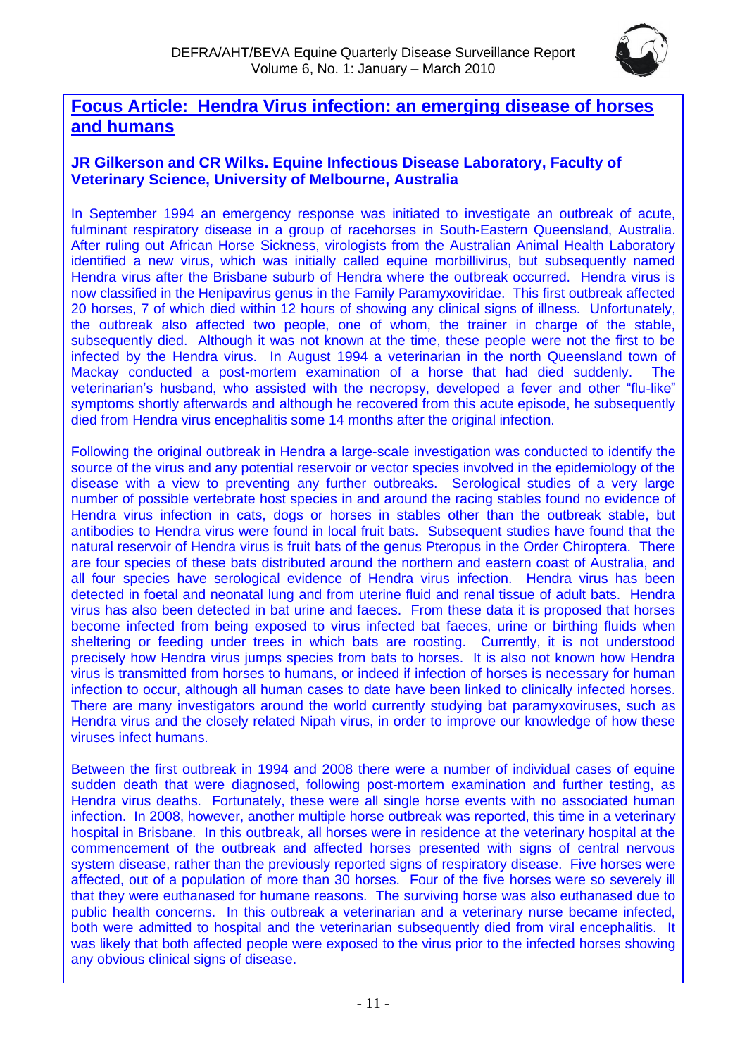## Focus Article: Hendra Virus infection: an emerging disease of horses and humans

**JR Gilkerson and CR Wilks. Equine Infectious Disease Laboratory, Faculty of Veterinary Science, University of Melbourne, Australia**

In September 1994 an emergency response was initiated to investigate an outbreak of acute, fulminant respiratory disease in a group of racehorses in South-Eastern Queensland, Australia. After ruling out African Horse Sickness, virologists from the Australian Animal Health Laboratory identified a new virus, which was initially called equine morbillivirus, but subsequently named Hendra virus after the Brisbane suburb of Hendra where the outbreak occurred. Hendra virus is now classified in the Henipavirus genus in the Family Paramyxoviridae. This first outbreak affected 20 horses, 7 of which died within 12 hours of showing any clinical signs of illness. Unfortunately, the outbreak also affected two people, one of whom, the trainer in charge of the stable, subsequently died. Although it was not known at the time, these people were not the first to be infected by the Hendra virus. In August 1994 a veterinarian in the north Queensland town of Mackay conducted a post-mortem examination of a horse that had died suddenly. The veterinarian's husband, who assisted with the necropsy, developed a fever and other "flu-like" symptoms shortly afterwards and although he recovered from this acute episode, he subsequently died from Hendra virus encephalitis some 14 months after the original infection.

Following the original outbreak in Hendra a large-scale investigation was conducted to identify the source of the virus and any potential reservoir or vector species involved in the epidemiology of the disease with a view to preventing any further outbreaks. Serological studies of a very large number of possible vertebrate host species in and around the racing stables found no evidence of Hendra virus infection in cats, dogs or horses in stables other than the outbreak stable, but antibodies to Hendra virus were found in local fruit bats. Subsequent studies have found that the natural reservoir of Hendra virus is fruit bats of the genus Pteropus in the Order Chiroptera. There are four species of these bats distributed around the northern and eastern coast of Australia, and all four species have serological evidence of Hendra virus infection. Hendra virus has been detected in foetal and neonatal lung and from uterine fluid and renal tissue of adult bats. Hendra virus has also been detected in bat urine and faeces. From these data it is proposed that horses become infected from being exposed to virus infected bat faeces, urine or birthing fluids when sheltering or feeding under trees in which bats are roosting. Currently, it is not understood precisely how Hendra virus jumps species from bats to horses. It is also not known how Hendra virus is transmitted from horses to humans, or indeed if infection of horses is necessary for human infection to occur, although all human cases to date have been linked to clinically infected horses. There are many investigators around the world currently studying bat paramyxoviruses, such as Hendra virus and the closely related Nipah virus, in order to improve our knowledge of how these viruses infect humans.

Between the first outbreak in 1994 and 2008 there were a number of individual cases of equine sudden death that were diagnosed, following post-mortem examination and further testing, as Hendra virus deaths. Fortunately, these were all single horse events with no associated human infection. In 2008, however, another multiple horse outbreak was reported, this time in a veterinary hospital in Brisbane. In this outbreak, all horses were in residence at the veterinary hospital at the commencement of the outbreak and affected horses presented with signs of central nervous system disease, rather than the previously reported signs of respiratory disease. Five horses were affected, out of a population of more than 30 horses. Four of the five horses were so severely ill that they were euthanased for humane reasons. The surviving horse was also euthanased due to public health concerns. In this outbreak a veterinarian and a veterinary nurse became infected, both were admitted to hospital and the veterinarian subsequently died from viral encephalitis. It was likely that both affected people were exposed to the virus prior to the infected horses showing any obvious clinical signs of disease.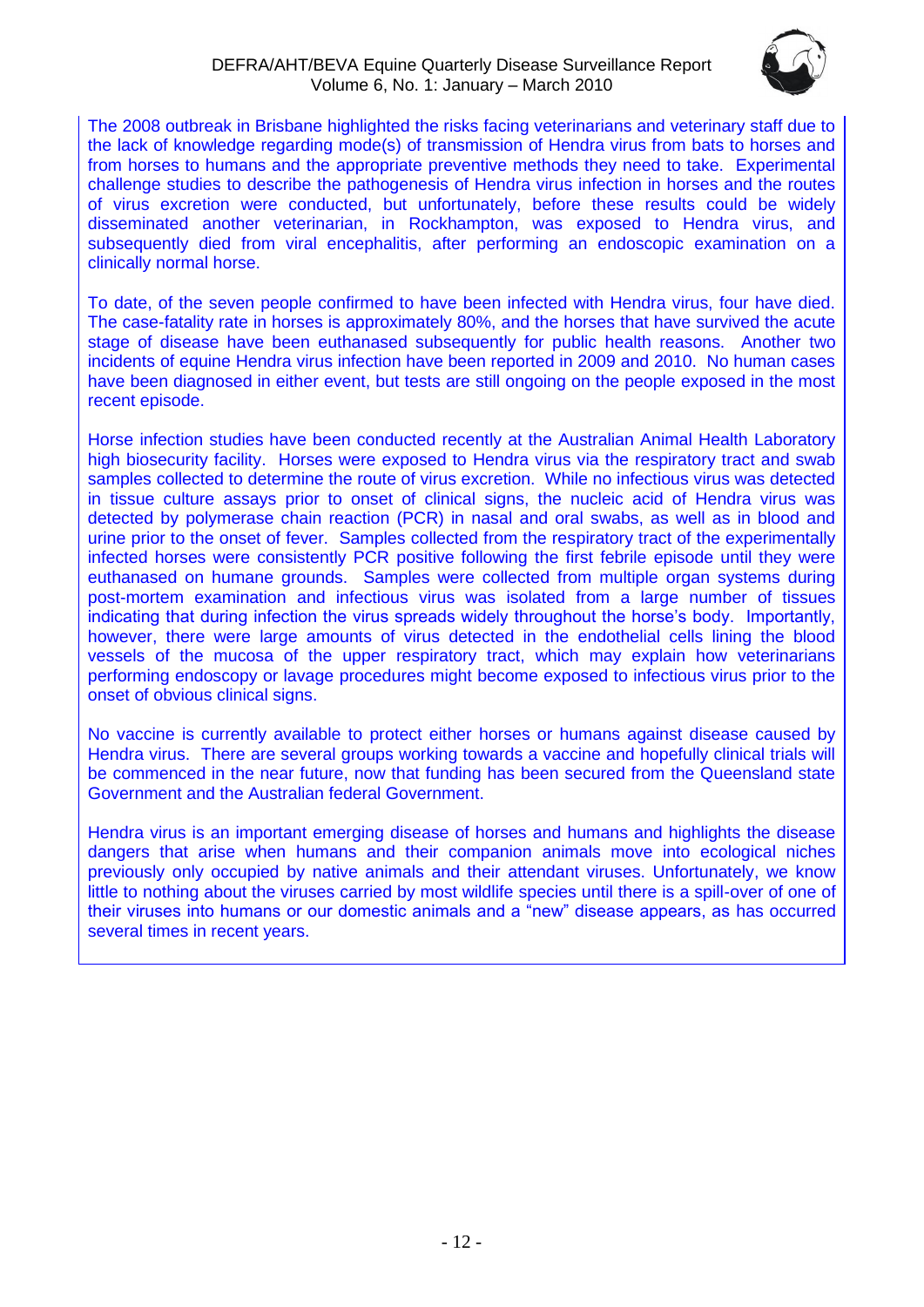The 2008 outbreak in Brisbane highlighted the risks facing veterinarians and veterinary staff due to the lack of knowledge regarding mode(s) of transmission of Hendra virus from bats to horses and from horses to humans and the appropriate preventive methods they need to take. Experimental challenge studies to describe the pathogenesis of Hendra virus infection in horses and the routes of virus excretion were conducted, but unfortunately, before these results could be widely disseminated another veterinarian, in Rockhampton, was exposed to Hendra virus, and subsequently died from viral encephalitis, after performing an endoscopic examination on a clinically normal horse.

To date, of the seven people confirmed to have been infected with Hendra virus, four have died. The case-fatality rate in horses is approximately 80%, and the horses that have survived the acute stage of disease have been euthanased subsequently for public health reasons. Another two incidents of equine Hendra virus infection have been reported in 2009 and 2010. No human cases have been diagnosed in either event, but tests are still ongoing on the people exposed in the most recent episode.

Horse infection studies have been conducted recently at the Australian Animal Health Laboratory high biosecurity facility. Horses were exposed to Hendra virus via the respiratory tract and swab samples collected to determine the route of virus excretion. While no infectious virus was detected in tissue culture assays prior to onset of clinical signs, the nucleic acid of Hendra virus was detected by polymerase chain reaction (PCR) in nasal and oral swabs, as well as in blood and urine prior to the onset of fever. Samples collected from the respiratory tract of the experimentally infected horses were consistently PCR positive following the first febrile episode until they were euthanased on humane grounds. Samples were collected from multiple organ systems during post-mortem examination and infectious virus was isolated from a large number of tissues indicating that during infection the virus spreads widely throughout the horse's body. Importantly, however, there were large amounts of virus detected in the endothelial cells lining the blood vessels of the mucosa of the upper respiratory tract, which may explain how veterinarians performing endoscopy or lavage procedures might become exposed to infectious virus prior to the onset of obvious clinical signs.

No vaccine is currently available to protect either horses or humans against disease caused by Hendra virus. There are several groups working towards a vaccine and hopefully clinical trials will be commenced in the near future, now that funding has been secured from the Queensland state Government and the Australian federal Government.

Hendra virus is an important emerging disease of horses and humans and highlights the disease dangers that arise when humans and their companion animals move into ecological niches previously only occupied by native animals and their attendant viruses. Unfortunately, we know little to nothing about the viruses carried by most wildlife species until there is a spill-over of one of their viruses into humans or our domestic animals and a "new" disease appears, as has occurred several times in recent years.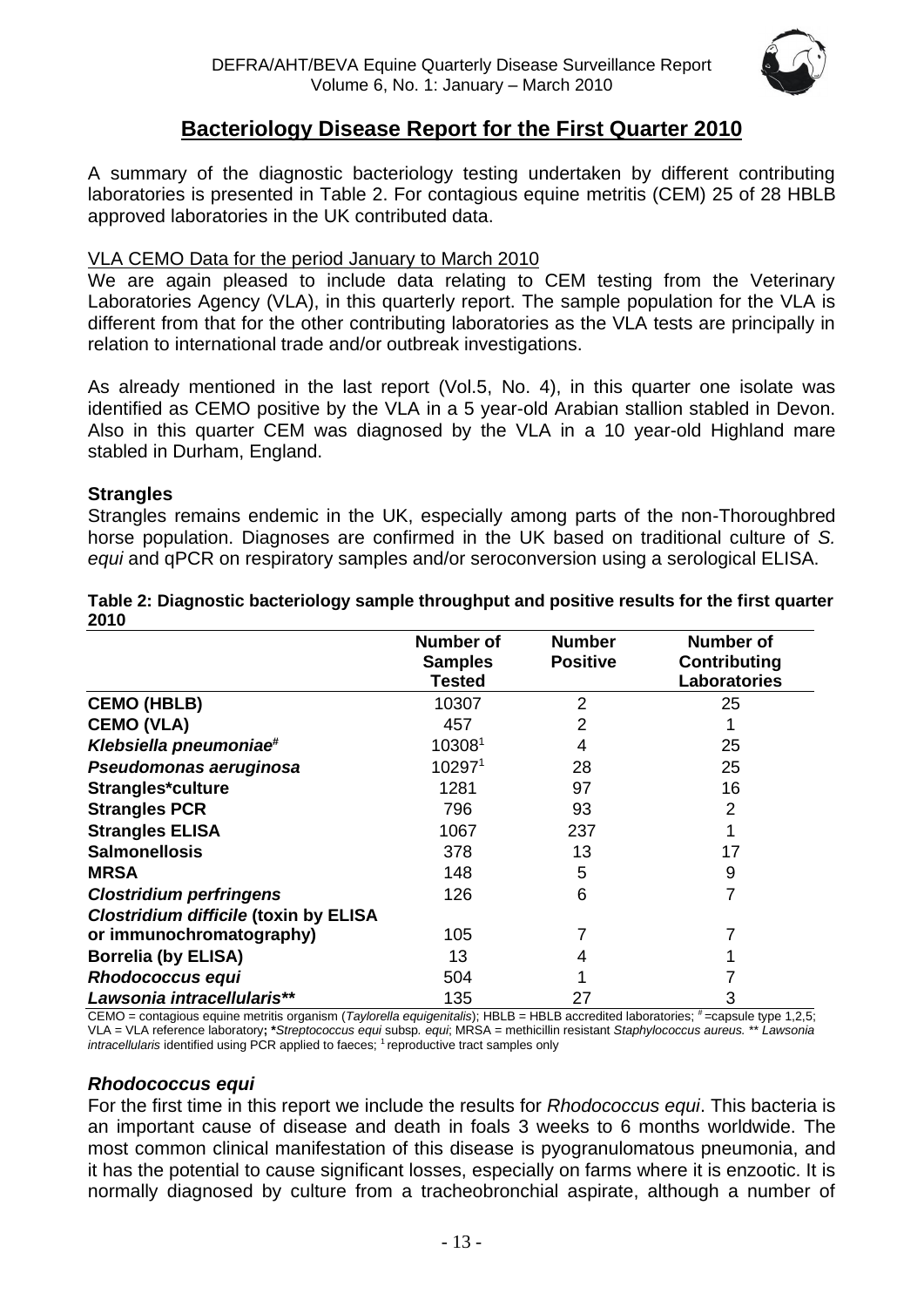## Bacteriology Disease Report for the First Quarter 2010

A summary of the diagnostic bacteriology testing undertaken by different contributing laboratories is presented in Table 2. For contagious equine metritis (CEM) 25 of 28 HBLB approved laboratories in the UK contributed data.

VLA CEMO Data for the period January to March 2010

We are again pleased to include data relating to CEM testing from the Veterinary Laboratories Agency (VLA), in this quarterly report. The sample population for the VLA is different from that for the other contributing laboratories as the VLA tests are principally in relation to international trade and/or outbreak investigations.

As already mentioned in the last report (Vol.5, No. 4), in this quarter one isolate was identified as CEMO positive by the VLA in a 5 year-old Arabian stallion stabled in Devon. Also in this quarter CEM was diagnosed by the VLA in a 10 year-old Highland mare stabled in Durham, England.

### Strangles

Strangles remains endemic in the UK, especially among parts of the non-Thoroughbred horse population. Diagnoses are confirmed in the UK based on traditional culture of *S. equi* and qPCR on respiratory samples and/or seroconversion using a serological ELISA.

**Table 2: Diagnostic bacteriology sample throughput and positive results for the first quarter 2010**

| | Number of Samples Tested | Number Positive | Number of Contributing Laboratories |
|---|---|---|---|
| **CEMO (HBLB)** | 10307 | 2 | 25 |
| **CEMO (VLA)** | 457 | 2 | 1 |
| ***Klebsiella pneumoniae*[#]** | 10308[1] | 4 | 25 |
| ***Pseudomonas aeruginosa*** | 10297[1] | 28 | 25 |
| **Strangles*culture** | 1281 | 97 | 16 |
| **Strangles PCR** | 796 | 93 | 2 |
| **Strangles ELISA** | 1067 | 237 | 1 |
| **Salmonellosis** | 378 | 13 | 17 |
| **MRSA** | 148 | 5 | 9 |
| ***Clostridium perfringens*** | 126 | 6 | 7 |
| ***Clostridium difficile* (toxin by ELISA or immunochromatography)** | 105 | 7 | 7 |
| **Borrelia (by ELISA)** | 13 | 4 | 1 |
| ***Rhodococcus equi*** | 504 | 1 | 7 |
| ***Lawsonia intracellularis*\*\*** | 135 | 27 | 3 |

CEMO = contagious equine metritis organism (*Taylorella equigenitalis*); HBLB = HBLB accredited laboratories; # =capsule type 1,2,5; VLA = VLA reference laboratory; \**Streptococcus equi* subsp. *equi*; MRSA = methicillin resistant *Staphylococcus aureus.* \*\* *Lawsonia intracellularis* identified using PCR applied to faeces; 1 reproductive tract samples only

### *Rhodococcus equi*

For the first time in this report we include the results for *Rhodococcus equi*. This bacteria is an important cause of disease and death in foals 3 weeks to 6 months worldwide. The most common clinical manifestation of this disease is pyogranulomatous pneumonia, and it has the potential to cause significant losses, especially on farms where it is enzootic. It is normally diagnosed by culture from a tracheobronchial aspirate, although a number of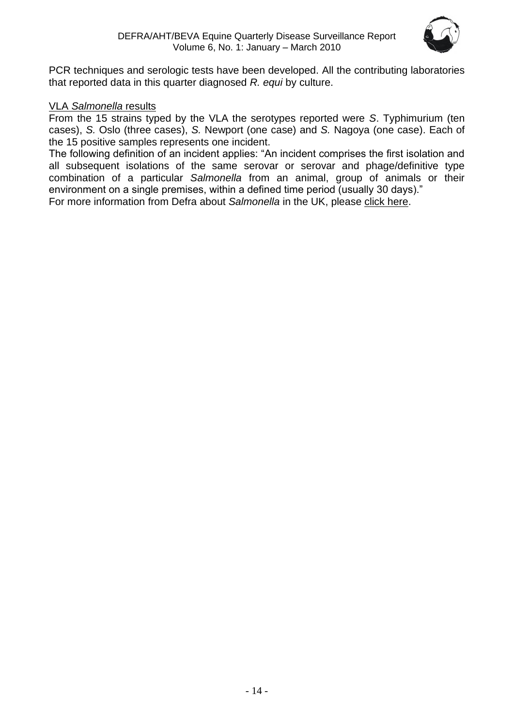PCR techniques and serologic tests have been developed. All the contributing laboratories that reported data in this quarter diagnosed *R. equi* by culture.

VLA *Salmonella* results

From the 15 strains typed by the VLA the serotypes reported were *S*. Typhimurium (ten cases), *S.* Oslo (three cases), *S.* Newport (one case) and *S.* Nagoya (one case). Each of the 15 positive samples represents one incident.

The following definition of an incident applies: "An incident comprises the first isolation and all subsequent isolations of the same serovar or serovar and phage/definitive type combination of a particular *Salmonella* from an animal, group of animals or their environment on a single premises, within a defined time period (usually 30 days)."

For more information from Defra about *Salmonella* in the UK, please click here.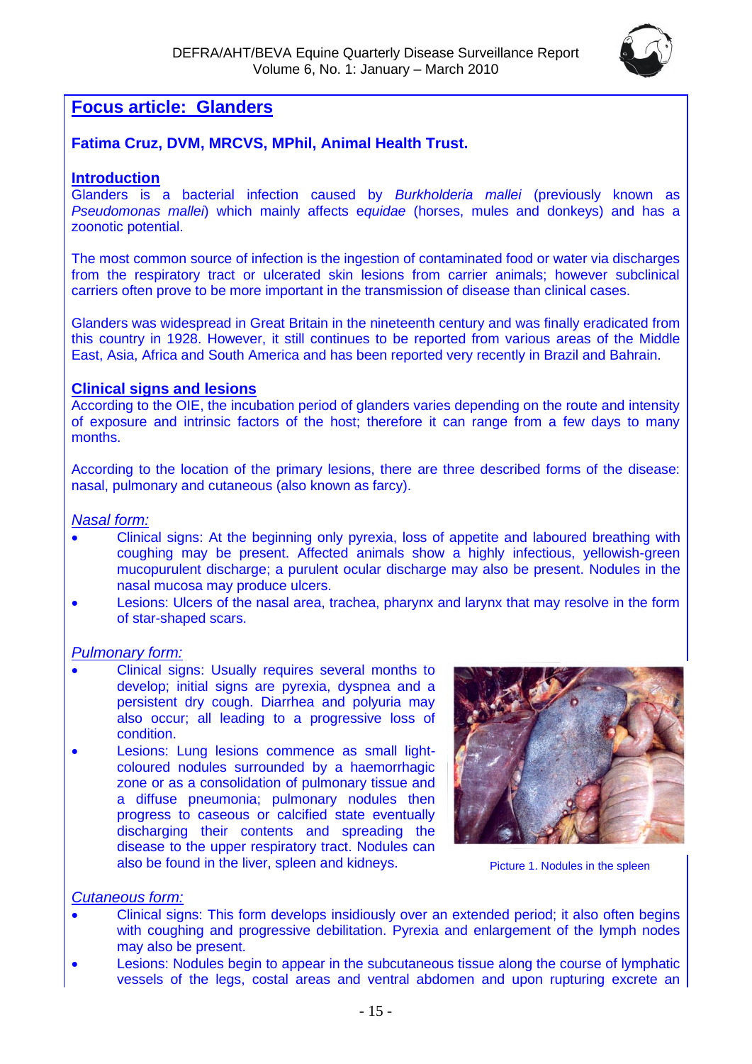## Focus article: Glanders

**Fatima Cruz, DVM, MRCVS, MPhil, Animal Health Trust.**

### Introduction

Glanders is a bacterial infection caused by *Burkholderia mallei* (previously known as *Pseudomonas mallei*) which mainly affects e*quidae* (horses, mules and donkeys) and has a zoonotic potential.

The most common source of infection is the ingestion of contaminated food or water via discharges from the respiratory tract or ulcerated skin lesions from carrier animals; however subclinical carriers often prove to be more important in the transmission of disease than clinical cases.

Glanders was widespread in Great Britain in the nineteenth century and was finally eradicated from this country in 1928. However, it still continues to be reported from various areas of the Middle East, Asia, Africa and South America and has been reported very recently in Brazil and Bahrain.

### Clinical signs and lesions

According to the OIE, the incubation period of glanders varies depending on the route and intensity of exposure and intrinsic factors of the host; therefore it can range from a few days to many months.

According to the location of the primary lesions, there are three described forms of the disease: nasal, pulmonary and cutaneous (also known as farcy).

*Nasal form:*

- Clinical signs: At the beginning only pyrexia, loss of appetite and laboured breathing with coughing may be present. Affected animals show a highly infectious, yellowish-green mucopurulent discharge; a purulent ocular discharge may also be present. Nodules in the nasal mucosa may produce ulcers.
- Lesions: Ulcers of the nasal area, trachea, pharynx and larynx that may resolve in the form of star-shaped scars.

*Pulmonary form:*

- Clinical signs: Usually requires several months to develop; initial signs are pyrexia, dyspnea and a persistent dry cough. Diarrhea and polyuria may also occur; all leading to a progressive loss of condition.
- Lesions: Lung lesions commence as small light-coloured nodules surrounded by a haemorrhagic zone or as a consolidation of pulmonary tissue and a diffuse pneumonia; pulmonary nodules then progress to caseous or calcified state eventually discharging their contents and spreading the disease to the upper respiratory tract. Nodules can also be found in the liver, spleen and kidneys.

Picture 1. Nodules in the spleen

*Cutaneous form:*

- Clinical signs: This form develops insidiously over an extended period; it also often begins with coughing and progressive debilitation. Pyrexia and enlargement of the lymph nodes may also be present.
- Lesions: Nodules begin to appear in the subcutaneous tissue along the course of lymphatic vessels of the legs, costal areas and ventral abdomen and upon rupturing excrete an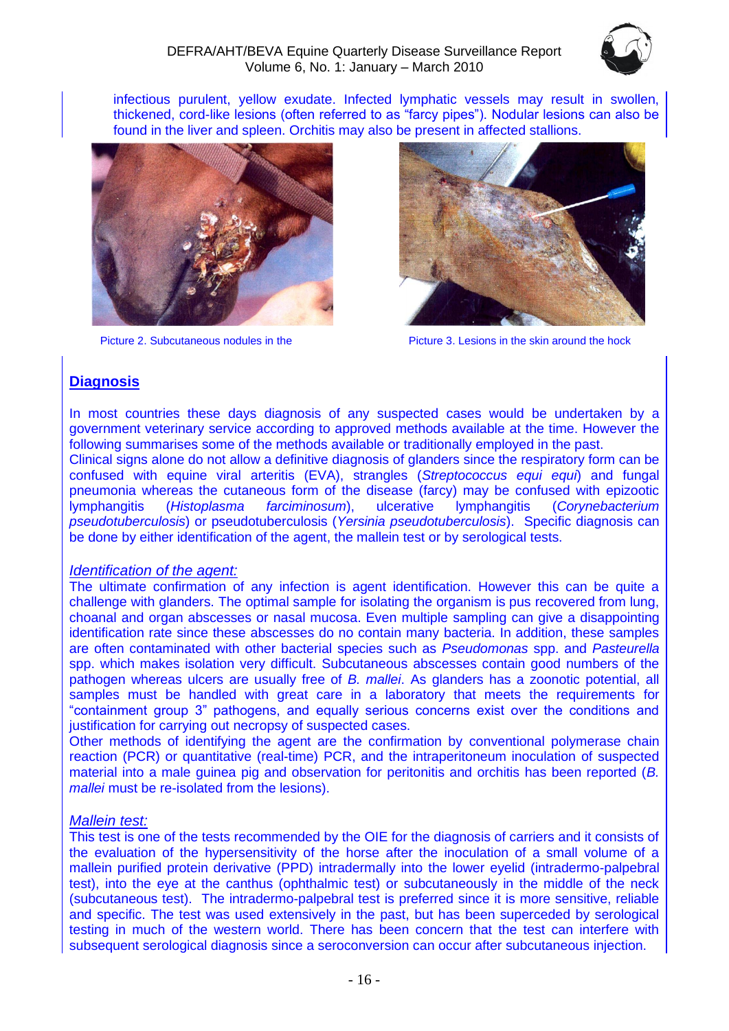infectious purulent, yellow exudate. Infected lymphatic vessels may result in swollen, thickened, cord-like lesions (often referred to as "farcy pipes"). Nodular lesions can also be found in the liver and spleen. Orchitis may also be present in affected stallions.

Picture 2. Subcutaneous nodules in the

Picture 3. Lesions in the skin around the hock

## Diagnosis

In most countries these days diagnosis of any suspected cases would be undertaken by a government veterinary service according to approved methods available at the time. However the following summarises some of the methods available or traditionally employed in the past.
Clinical signs alone do not allow a definitive diagnosis of glanders since the respiratory form can be confused with equine viral arteritis (EVA), strangles (*Streptococcus equi equi*) and fungal pneumonia whereas the cutaneous form of the disease (farcy) may be confused with epizootic lymphangitis (*Histoplasma farciminosum*), ulcerative lymphangitis (*Corynebacterium pseudotuberculosis*) or pseudotuberculosis (*Yersinia pseudotuberculosis*). Specific diagnosis can be done by either identification of the agent, the mallein test or by serological tests.

### *Identification of the agent:*

The ultimate confirmation of any infection is agent identification. However this can be quite a challenge with glanders. The optimal sample for isolating the organism is pus recovered from lung, choanal and organ abscesses or nasal mucosa. Even multiple sampling can give a disappointing identification rate since these abscesses do no contain many bacteria. In addition, these samples are often contaminated with other bacterial species such as *Pseudomonas* spp. and *Pasteurella* spp. which makes isolation very difficult. Subcutaneous abscesses contain good numbers of the pathogen whereas ulcers are usually free of *B. mallei*. As glanders has a zoonotic potential, all samples must be handled with great care in a laboratory that meets the requirements for "containment group 3" pathogens, and equally serious concerns exist over the conditions and justification for carrying out necropsy of suspected cases.
Other methods of identifying the agent are the confirmation by conventional polymerase chain reaction (PCR) or quantitative (real-time) PCR, and the intraperitoneum inoculation of suspected material into a male guinea pig and observation for peritonitis and orchitis has been reported (*B. mallei* must be re-isolated from the lesions).

### *Mallein test:*

This test is one of the tests recommended by the OIE for the diagnosis of carriers and it consists of the evaluation of the hypersensitivity of the horse after the inoculation of a small volume of a mallein purified protein derivative (PPD) intradermally into the lower eyelid (intradermo-palpebral test), into the eye at the canthus (ophthalmic test) or subcutaneously in the middle of the neck (subcutaneous test). The intradermo-palpebral test is preferred since it is more sensitive, reliable and specific. The test was used extensively in the past, but has been superceded by serological testing in much of the western world. There has been concern that the test can interfere with subsequent serological diagnosis since a seroconversion can occur after subcutaneous injection.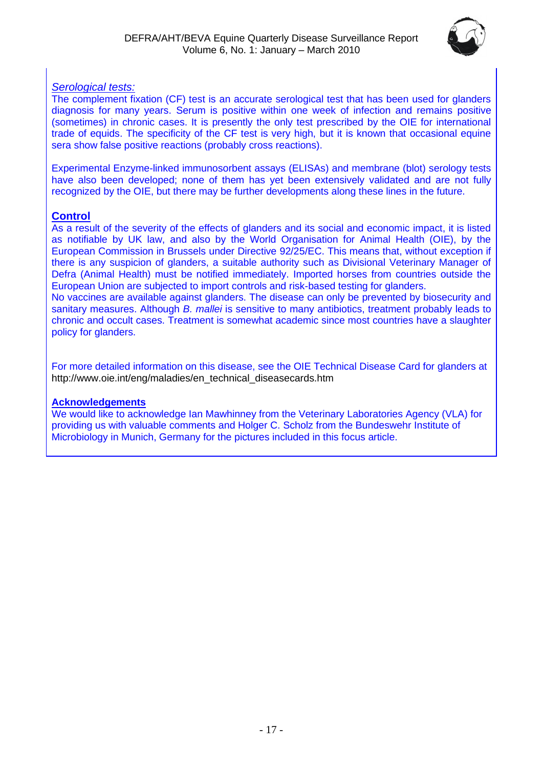*Serological tests:*

The complement fixation (CF) test is an accurate serological test that has been used for glanders diagnosis for many years. Serum is positive within one week of infection and remains positive (sometimes) in chronic cases. It is presently the only test prescribed by the OIE for international trade of equids. The specificity of the CF test is very high, but it is known that occasional equine sera show false positive reactions (probably cross reactions).

Experimental Enzyme-linked immunosorbent assays (ELISAs) and membrane (blot) serology tests have also been developed; none of them has yet been extensively validated and are not fully recognized by the OIE, but there may be further developments along these lines in the future.

## Control

As a result of the severity of the effects of glanders and its social and economic impact, it is listed as notifiable by UK law, and also by the World Organisation for Animal Health (OIE), by the European Commission in Brussels under Directive 92/25/EC. This means that, without exception if there is any suspicion of glanders, a suitable authority such as Divisional Veterinary Manager of Defra (Animal Health) must be notified immediately. Imported horses from countries outside the European Union are subjected to import controls and risk-based testing for glanders.

No vaccines are available against glanders. The disease can only be prevented by biosecurity and sanitary measures. Although *B. mallei* is sensitive to many antibiotics, treatment probably leads to chronic and occult cases. Treatment is somewhat academic since most countries have a slaughter policy for glanders.

For more detailed information on this disease, see the OIE Technical Disease Card for glanders at http://www.oie.int/eng/maladies/en_technical_diseasecards.htm

## Acknowledgements

We would like to acknowledge Ian Mawhinney from the Veterinary Laboratories Agency (VLA) for providing us with valuable comments and Holger C. Scholz from the Bundeswehr Institute of Microbiology in Munich, Germany for the pictures included in this focus article.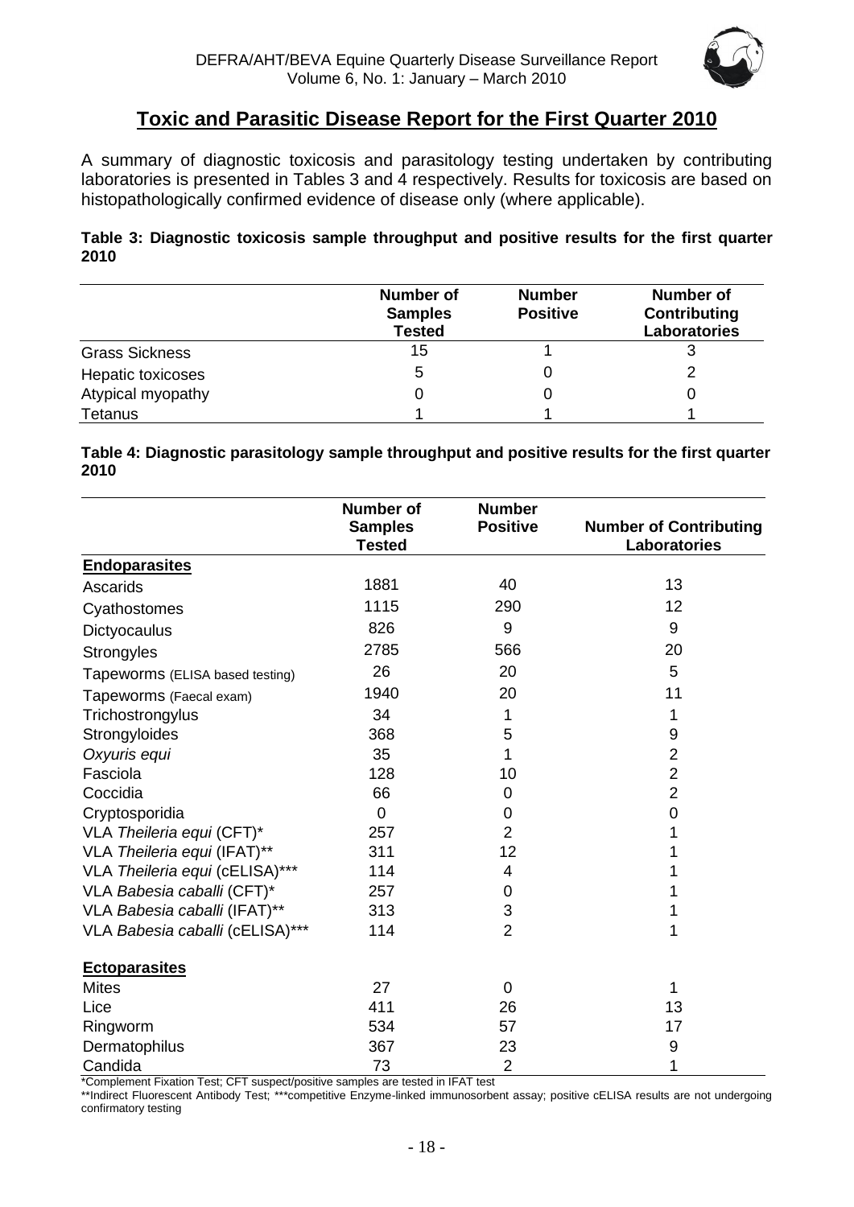## Toxic and Parasitic Disease Report for the First Quarter 2010

A summary of diagnostic toxicosis and parasitology testing undertaken by contributing laboratories is presented in Tables 3 and 4 respectively. Results for toxicosis are based on histopathologically confirmed evidence of disease only (where applicable).

**Table 3: Diagnostic toxicosis sample throughput and positive results for the first quarter 2010**

| | Number of Samples Tested | Number Positive | Number of Contributing Laboratories |
|---|---|---|---|
| Grass Sickness | 15 | 1 | 3 |
| Hepatic toxicoses | 5 | 0 | 2 |
| Atypical myopathy | 0 | 0 | 0 |
| Tetanus | 1 | 1 | 1 |

**Table 4: Diagnostic parasitology sample throughput and positive results for the first quarter 2010**

| | Number of Samples Tested | Number Positive | Number of Contributing Laboratories |
|---|---|---|---|
| **Endoparasites** | | | |
| Ascarids | 1881 | 40 | 13 |
| Cyathostomes | 1115 | 290 | 12 |
| Dictyocaulus | 826 | 9 | 9 |
| Strongyles | 2785 | 566 | 20 |
| Tapeworms (ELISA based testing) | 26 | 20 | 5 |
| Tapeworms (Faecal exam) | 1940 | 20 | 11 |
| Trichostrongylus | 34 | 1 | 1 |
| Strongyloides | 368 | 5 | 9 |
| *Oxyuris equi* | 35 | 1 | 2 |
| Fasciola | 128 | 10 | 2 |
| Coccidia | 66 | 0 | 2 |
| Cryptosporidia | 0 | 0 | 0 |
| VLA *Theileria equi* (CFT)* | 257 | 2 | 1 |
| VLA *Theileria equi* (IFAT)** | 311 | 12 | 1 |
| VLA *Theileria equi* (cELISA)*** | 114 | 4 | 1 |
| VLA *Babesia caballi* (CFT)* | 257 | 0 | 1 |
| VLA *Babesia caballi* (IFAT)** | 313 | 3 | 1 |
| VLA *Babesia caballi* (cELISA)*** | 114 | 2 | 1 |
| **Ectoparasites** | | | |
| Mites | 27 | 0 | 1 |
| Lice | 411 | 26 | 13 |
| Ringworm | 534 | 57 | 17 |
| Dermatophilus | 367 | 23 | 9 |
| Candida | 73 | 2 | 1 |

*Complement Fixation Test; CFT suspect/positive samples are tested in IFAT test

**Indirect Fluorescent Antibody Test; ***competitive Enzyme-linked immunosorbent assay; positive cELISA results are not undergoing confirmatory testing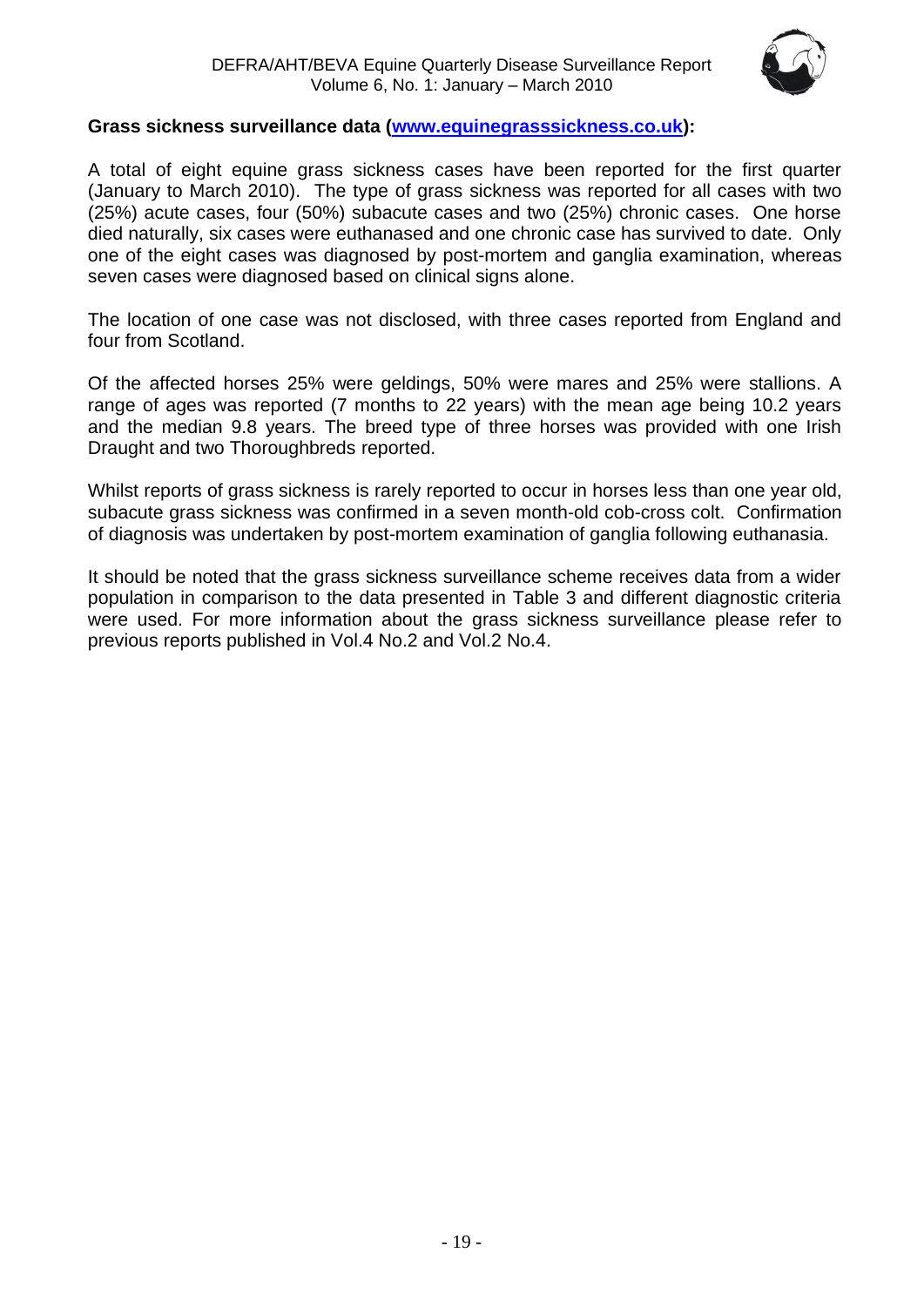**Grass sickness surveillance data ([www.equinegrasssickness.co.uk](http://www.equinegrasssickness.co.uk)):**

A total of eight equine grass sickness cases have been reported for the first quarter (January to March 2010). The type of grass sickness was reported for all cases with two (25%) acute cases, four (50%) subacute cases and two (25%) chronic cases. One horse died naturally, six cases were euthanased and one chronic case has survived to date. Only one of the eight cases was diagnosed by post-mortem and ganglia examination, whereas seven cases were diagnosed based on clinical signs alone.

The location of one case was not disclosed, with three cases reported from England and four from Scotland.

Of the affected horses 25% were geldings, 50% were mares and 25% were stallions. A range of ages was reported (7 months to 22 years) with the mean age being 10.2 years and the median 9.8 years. The breed type of three horses was provided with one Irish Draught and two Thoroughbreds reported.

Whilst reports of grass sickness is rarely reported to occur in horses less than one year old, subacute grass sickness was confirmed in a seven month-old cob-cross colt. Confirmation of diagnosis was undertaken by post-mortem examination of ganglia following euthanasia.

It should be noted that the grass sickness surveillance scheme receives data from a wider population in comparison to the data presented in Table 3 and different diagnostic criteria were used. For more information about the grass sickness surveillance please refer to previous reports published in Vol.4 No.2 and Vol.2 No.4.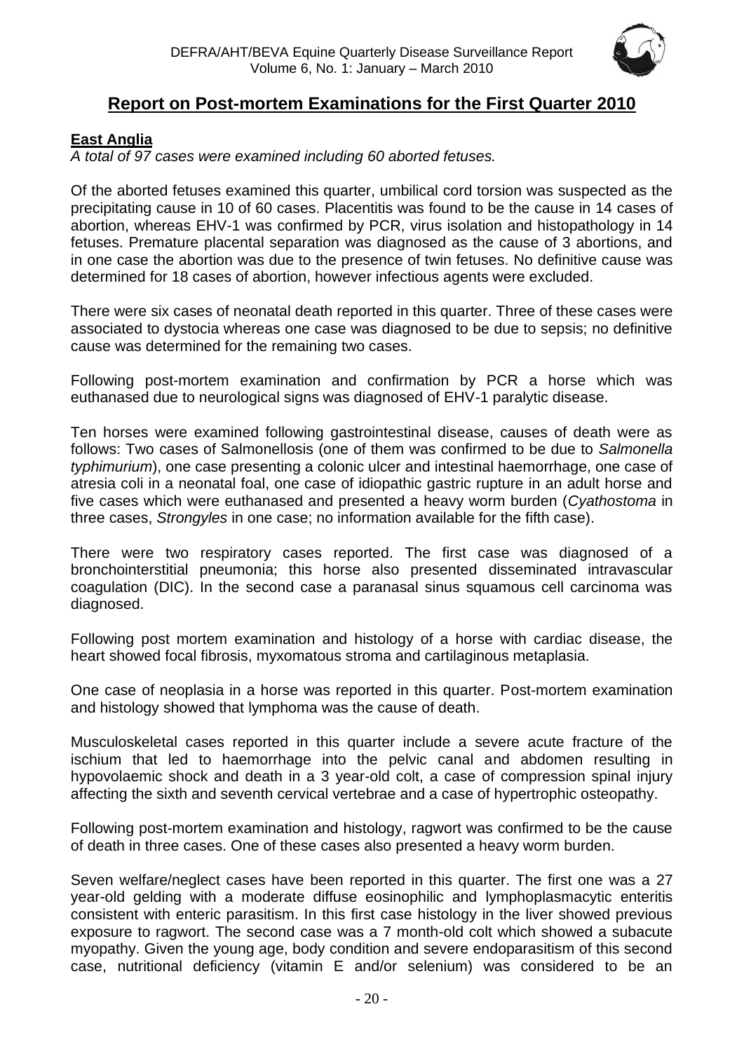## Report on Post-mortem Examinations for the First Quarter 2010

### East Anglia

*A total of 97 cases were examined including 60 aborted fetuses.*

Of the aborted fetuses examined this quarter, umbilical cord torsion was suspected as the precipitating cause in 10 of 60 cases. Placentitis was found to be the cause in 14 cases of abortion, whereas EHV-1 was confirmed by PCR, virus isolation and histopathology in 14 fetuses. Premature placental separation was diagnosed as the cause of 3 abortions, and in one case the abortion was due to the presence of twin fetuses. No definitive cause was determined for 18 cases of abortion, however infectious agents were excluded.

There were six cases of neonatal death reported in this quarter. Three of these cases were associated to dystocia whereas one case was diagnosed to be due to sepsis; no definitive cause was determined for the remaining two cases.

Following post-mortem examination and confirmation by PCR a horse which was euthanased due to neurological signs was diagnosed of EHV-1 paralytic disease.

Ten horses were examined following gastrointestinal disease, causes of death were as follows: Two cases of Salmonellosis (one of them was confirmed to be due to *Salmonella typhimurium*), one case presenting a colonic ulcer and intestinal haemorrhage, one case of atresia coli in a neonatal foal, one case of idiopathic gastric rupture in an adult horse and five cases which were euthanased and presented a heavy worm burden (*Cyathostoma* in three cases, *Strongyles* in one case; no information available for the fifth case).

There were two respiratory cases reported. The first case was diagnosed of a bronchointerstitial pneumonia; this horse also presented disseminated intravascular coagulation (DIC). In the second case a paranasal sinus squamous cell carcinoma was diagnosed.

Following post mortem examination and histology of a horse with cardiac disease, the heart showed focal fibrosis, myxomatous stroma and cartilaginous metaplasia.

One case of neoplasia in a horse was reported in this quarter. Post-mortem examination and histology showed that lymphoma was the cause of death.

Musculoskeletal cases reported in this quarter include a severe acute fracture of the ischium that led to haemorrhage into the pelvic canal and abdomen resulting in hypovolaemic shock and death in a 3 year-old colt, a case of compression spinal injury affecting the sixth and seventh cervical vertebrae and a case of hypertrophic osteopathy.

Following post-mortem examination and histology, ragwort was confirmed to be the cause of death in three cases. One of these cases also presented a heavy worm burden.

Seven welfare/neglect cases have been reported in this quarter. The first one was a 27 year-old gelding with a moderate diffuse eosinophilic and lymphoplasmacytic enteritis consistent with enteric parasitism. In this first case histology in the liver showed previous exposure to ragwort. The second case was a 7 month-old colt which showed a subacute myopathy. Given the young age, body condition and severe endoparasitism of this second case, nutritional deficiency (vitamin E and/or selenium) was considered to be an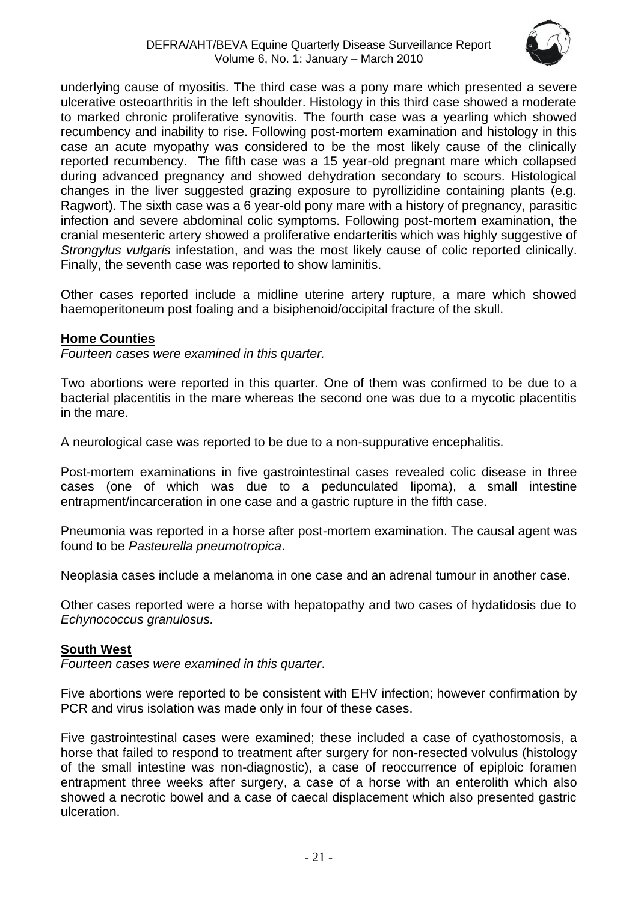underlying cause of myositis. The third case was a pony mare which presented a severe ulcerative osteoarthritis in the left shoulder. Histology in this third case showed a moderate to marked chronic proliferative synovitis. The fourth case was a yearling which showed recumbency and inability to rise. Following post-mortem examination and histology in this case an acute myopathy was considered to be the most likely cause of the clinically reported recumbency. The fifth case was a 15 year-old pregnant mare which collapsed during advanced pregnancy and showed dehydration secondary to scours. Histological changes in the liver suggested grazing exposure to pyrollizidine containing plants (e.g. Ragwort). The sixth case was a 6 year-old pony mare with a history of pregnancy, parasitic infection and severe abdominal colic symptoms. Following post-mortem examination, the cranial mesenteric artery showed a proliferative endarteritis which was highly suggestive of *Strongylus vulgaris* infestation, and was the most likely cause of colic reported clinically. Finally, the seventh case was reported to show laminitis.

Other cases reported include a midline uterine artery rupture, a mare which showed haemoperitoneum post foaling and a bisiphenoid/occipital fracture of the skull.

**Home Counties**

*Fourteen cases were examined in this quarter.*

Two abortions were reported in this quarter. One of them was confirmed to be due to a bacterial placentitis in the mare whereas the second one was due to a mycotic placentitis in the mare.

A neurological case was reported to be due to a non-suppurative encephalitis.

Post-mortem examinations in five gastrointestinal cases revealed colic disease in three cases (one of which was due to a pedunculated lipoma), a small intestine entrapment/incarceration in one case and a gastric rupture in the fifth case.

Pneumonia was reported in a horse after post-mortem examination. The causal agent was found to be *Pasteurella pneumotropica*.

Neoplasia cases include a melanoma in one case and an adrenal tumour in another case.

Other cases reported were a horse with hepatopathy and two cases of hydatidosis due to *Echynococcus granulosus.*

**South West**

*Fourteen cases were examined in this quarter*.

Five abortions were reported to be consistent with EHV infection; however confirmation by PCR and virus isolation was made only in four of these cases.

Five gastrointestinal cases were examined; these included a case of cyathostomosis, a horse that failed to respond to treatment after surgery for non-resected volvulus (histology of the small intestine was non-diagnostic), a case of reoccurrence of epiploic foramen entrapment three weeks after surgery, a case of a horse with an enterolith which also showed a necrotic bowel and a case of caecal displacement which also presented gastric ulceration.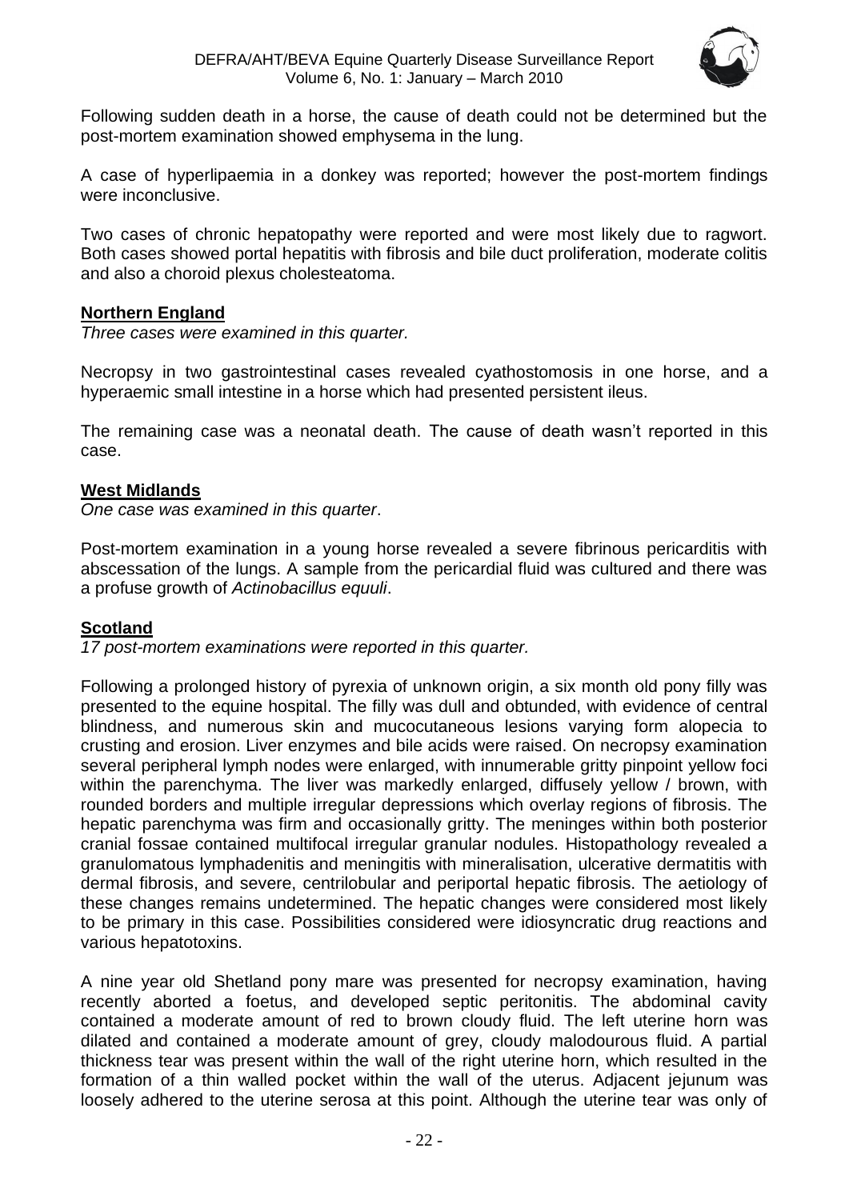Following sudden death in a horse, the cause of death could not be determined but the post-mortem examination showed emphysema in the lung.

A case of hyperlipaemia in a donkey was reported; however the post-mortem findings were inconclusive.

Two cases of chronic hepatopathy were reported and were most likely due to ragwort. Both cases showed portal hepatitis with fibrosis and bile duct proliferation, moderate colitis and also a choroid plexus cholesteatoma.

## Northern England

*Three cases were examined in this quarter.*

Necropsy in two gastrointestinal cases revealed cyathostomosis in one horse, and a hyperaemic small intestine in a horse which had presented persistent ileus.

The remaining case was a neonatal death. The cause of death wasn't reported in this case.

## West Midlands

*One case was examined in this quarter*.

Post-mortem examination in a young horse revealed a severe fibrinous pericarditis with abscessation of the lungs. A sample from the pericardial fluid was cultured and there was a profuse growth of *Actinobacillus equuli*.

## Scotland

*17 post-mortem examinations were reported in this quarter.*

Following a prolonged history of pyrexia of unknown origin, a six month old pony filly was presented to the equine hospital. The filly was dull and obtunded, with evidence of central blindness, and numerous skin and mucocutaneous lesions varying form alopecia to crusting and erosion. Liver enzymes and bile acids were raised. On necropsy examination several peripheral lymph nodes were enlarged, with innumerable gritty pinpoint yellow foci within the parenchyma. The liver was markedly enlarged, diffusely yellow / brown, with rounded borders and multiple irregular depressions which overlay regions of fibrosis. The hepatic parenchyma was firm and occasionally gritty. The meninges within both posterior cranial fossae contained multifocal irregular granular nodules. Histopathology revealed a granulomatous lymphadenitis and meningitis with mineralisation, ulcerative dermatitis with dermal fibrosis, and severe, centrilobular and periportal hepatic fibrosis. The aetiology of these changes remains undetermined. The hepatic changes were considered most likely to be primary in this case. Possibilities considered were idiosyncratic drug reactions and various hepatotoxins.

A nine year old Shetland pony mare was presented for necropsy examination, having recently aborted a foetus, and developed septic peritonitis. The abdominal cavity contained a moderate amount of red to brown cloudy fluid. The left uterine horn was dilated and contained a moderate amount of grey, cloudy malodourous fluid. A partial thickness tear was present within the wall of the right uterine horn, which resulted in the formation of a thin walled pocket within the wall of the uterus. Adjacent jejunum was loosely adhered to the uterine serosa at this point. Although the uterine tear was only of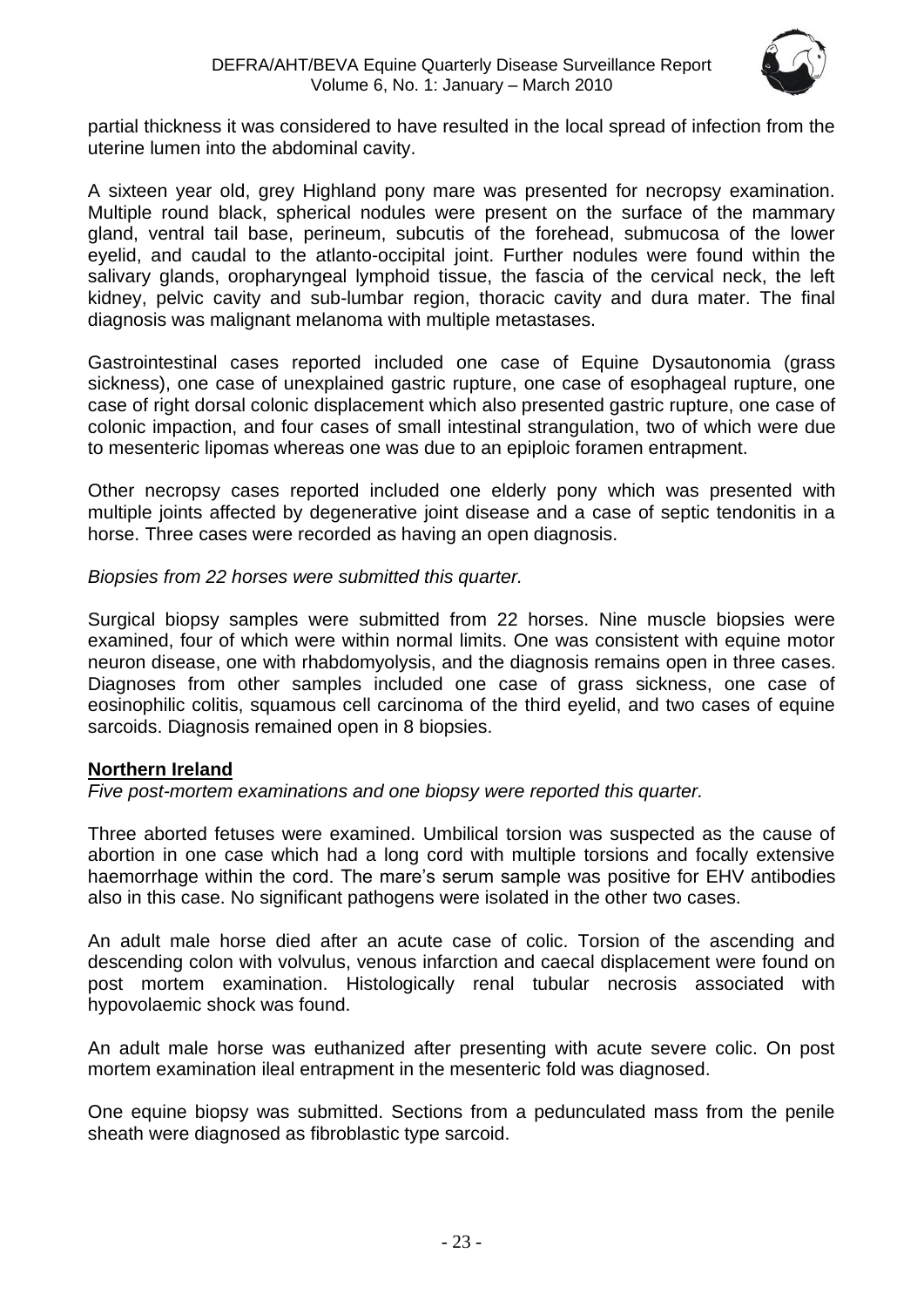partial thickness it was considered to have resulted in the local spread of infection from the uterine lumen into the abdominal cavity.

A sixteen year old, grey Highland pony mare was presented for necropsy examination. Multiple round black, spherical nodules were present on the surface of the mammary gland, ventral tail base, perineum, subcutis of the forehead, submucosa of the lower eyelid, and caudal to the atlanto-occipital joint. Further nodules were found within the salivary glands, oropharyngeal lymphoid tissue, the fascia of the cervical neck, the left kidney, pelvic cavity and sub-lumbar region, thoracic cavity and dura mater. The final diagnosis was malignant melanoma with multiple metastases.

Gastrointestinal cases reported included one case of Equine Dysautonomia (grass sickness), one case of unexplained gastric rupture, one case of esophageal rupture, one case of right dorsal colonic displacement which also presented gastric rupture, one case of colonic impaction, and four cases of small intestinal strangulation, two of which were due to mesenteric lipomas whereas one was due to an epiploic foramen entrapment.

Other necropsy cases reported included one elderly pony which was presented with multiple joints affected by degenerative joint disease and a case of septic tendonitis in a horse. Three cases were recorded as having an open diagnosis.

*Biopsies from 22 horses were submitted this quarter.*

Surgical biopsy samples were submitted from 22 horses. Nine muscle biopsies were examined, four of which were within normal limits. One was consistent with equine motor neuron disease, one with rhabdomyolysis, and the diagnosis remains open in three cases. Diagnoses from other samples included one case of grass sickness, one case of eosinophilic colitis, squamous cell carcinoma of the third eyelid, and two cases of equine sarcoids. Diagnosis remained open in 8 biopsies.

## **Northern Ireland**

*Five post-mortem examinations and one biopsy were reported this quarter.*

Three aborted fetuses were examined. Umbilical torsion was suspected as the cause of abortion in one case which had a long cord with multiple torsions and focally extensive haemorrhage within the cord. The mare's serum sample was positive for EHV antibodies also in this case. No significant pathogens were isolated in the other two cases.

An adult male horse died after an acute case of colic. Torsion of the ascending and descending colon with volvulus, venous infarction and caecal displacement were found on post mortem examination. Histologically renal tubular necrosis associated with hypovolaemic shock was found.

An adult male horse was euthanized after presenting with acute severe colic. On post mortem examination ileal entrapment in the mesenteric fold was diagnosed.

One equine biopsy was submitted. Sections from a pedunculated mass from the penile sheath were diagnosed as fibroblastic type sarcoid.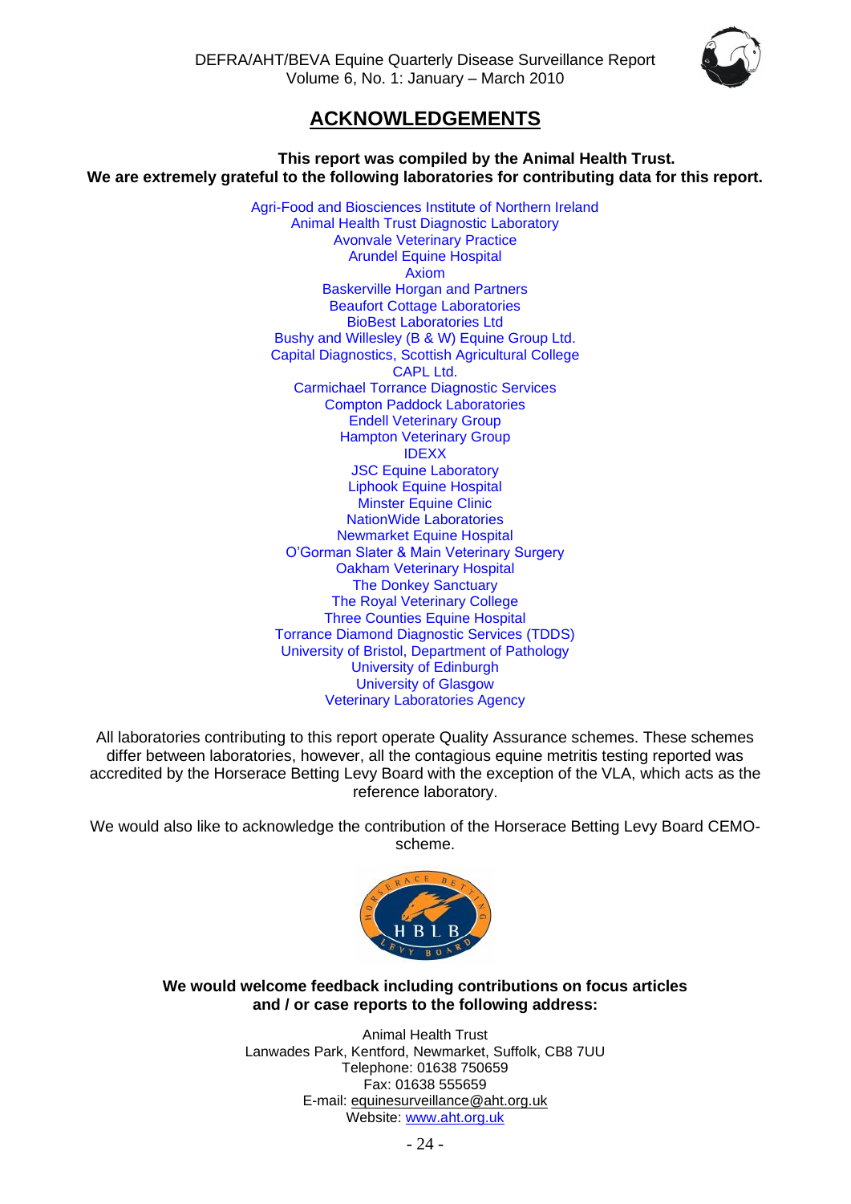# ACKNOWLEDGEMENTS

**This report was compiled by the Animal Health Trust.**
**We are extremely grateful to the following laboratories for contributing data for this report.**

Agri-Food and Biosciences Institute of Northern Ireland
Animal Health Trust Diagnostic Laboratory
Avonvale Veterinary Practice
Arundel Equine Hospital
Axiom
Baskerville Horgan and Partners
Beaufort Cottage Laboratories
BioBest Laboratories Ltd
Bushy and Willesley (B & W) Equine Group Ltd.
Capital Diagnostics, Scottish Agricultural College
CAPL Ltd.
Carmichael Torrance Diagnostic Services
Compton Paddock Laboratories
Endell Veterinary Group
Hampton Veterinary Group
IDEXX
JSC Equine Laboratory
Liphook Equine Hospital
Minster Equine Clinic
NationWide Laboratories
Newmarket Equine Hospital
O'Gorman Slater & Main Veterinary Surgery
Oakham Veterinary Hospital
The Donkey Sanctuary
The Royal Veterinary College
Three Counties Equine Hospital
Torrance Diamond Diagnostic Services (TDDS)
University of Bristol, Department of Pathology
University of Edinburgh
University of Glasgow
Veterinary Laboratories Agency

All laboratories contributing to this report operate Quality Assurance schemes. These schemes differ between laboratories, however, all the contagious equine metritis testing reported was accredited by the Horserace Betting Levy Board with the exception of the VLA, which acts as the reference laboratory.

We would also like to acknowledge the contribution of the Horserace Betting Levy Board CEMO-scheme.

**We would welcome feedback including contributions on focus articles and / or case reports to the following address:**

Animal Health Trust
Lanwades Park, Kentford, Newmarket, Suffolk, CB8 7UU
Telephone: 01638 750659
Fax: 01638 555659
E-mail: equinesurveillance@aht.org.uk
Website: www.aht.org.uk